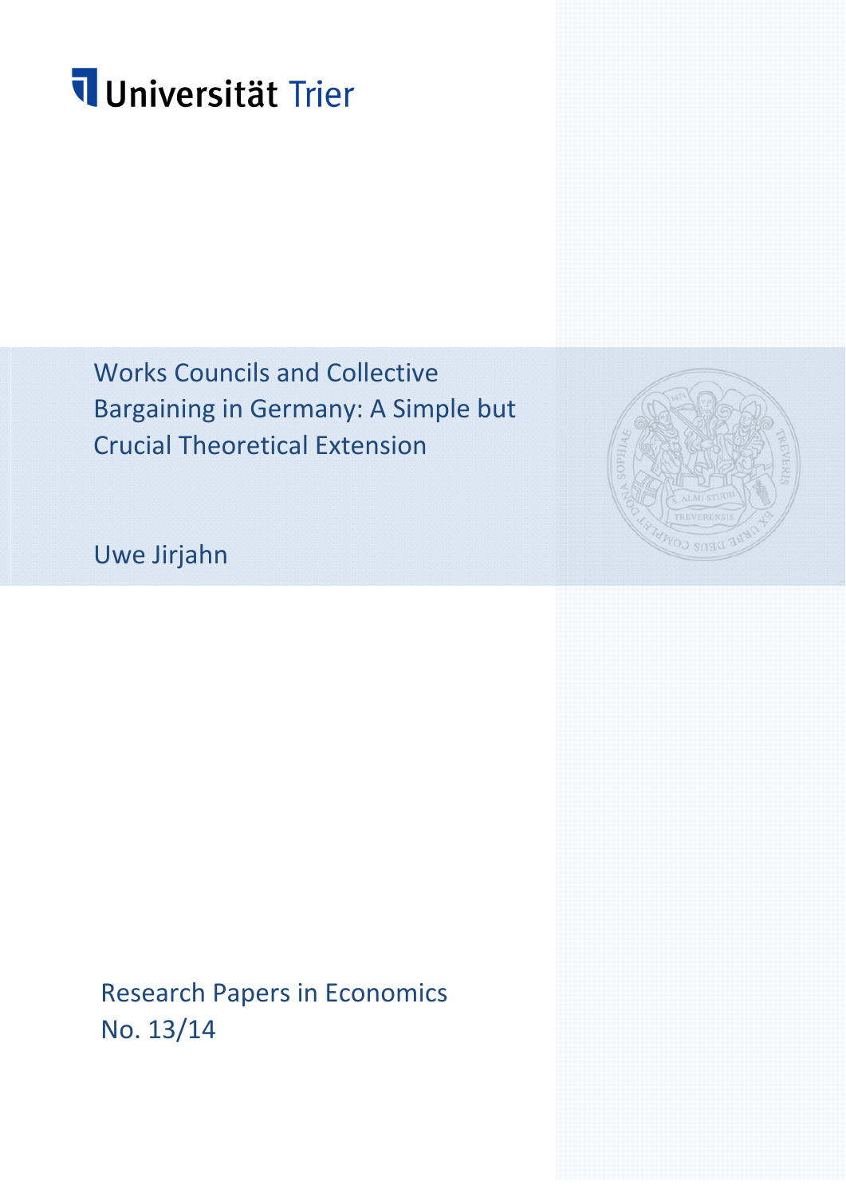Universität Trier

# Works Councils and Collective Bargaining in Germany: A Simple but Crucial Theoretical Extension

Uwe Jirjahn

Research Papers in Economics
No. 13/14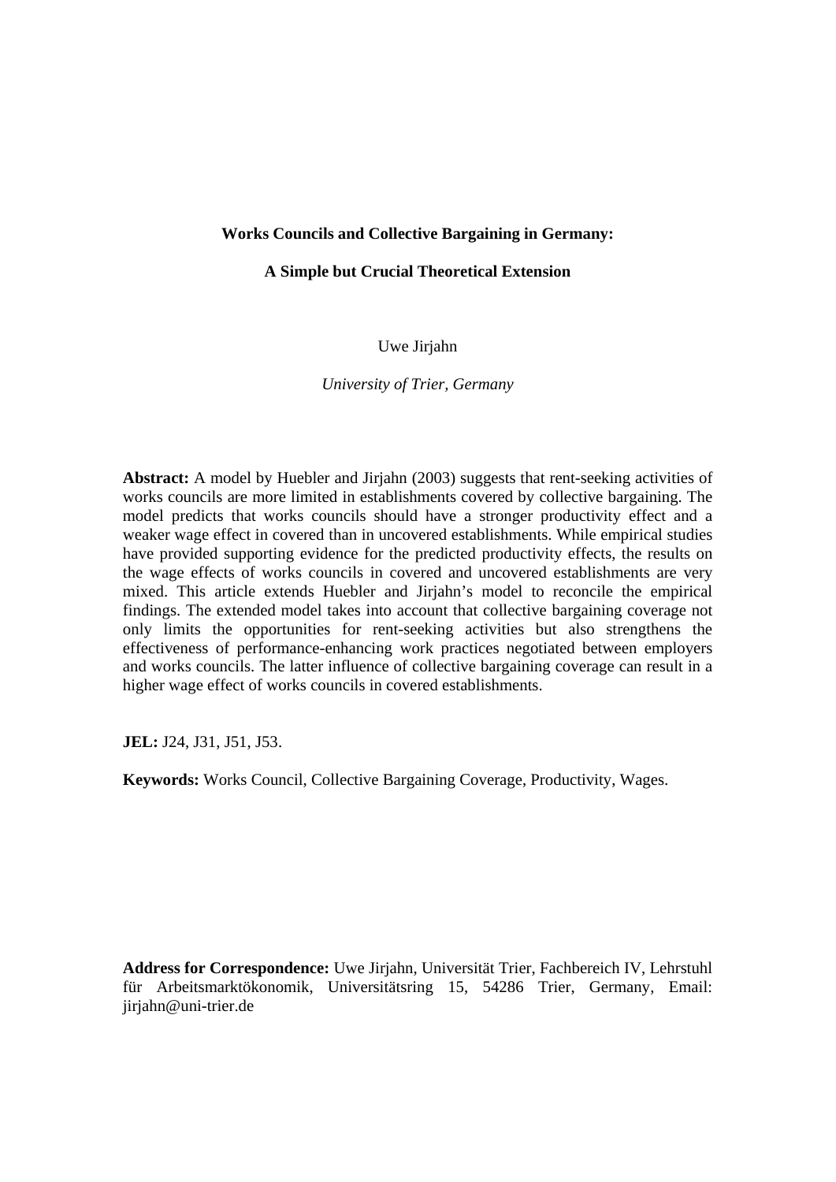**Works Councils and Collective Bargaining in Germany:**

**A Simple but Crucial Theoretical Extension**

Uwe Jirjahn

*University of Trier, Germany*

**Abstract:** A model by Huebler and Jirjahn (2003) suggests that rent-seeking activities of works councils are more limited in establishments covered by collective bargaining. The model predicts that works councils should have a stronger productivity effect and a weaker wage effect in covered than in uncovered establishments. While empirical studies have provided supporting evidence for the predicted productivity effects, the results on the wage effects of works councils in covered and uncovered establishments are very mixed. This article extends Huebler and Jirjahn's model to reconcile the empirical findings. The extended model takes into account that collective bargaining coverage not only limits the opportunities for rent-seeking activities but also strengthens the effectiveness of performance-enhancing work practices negotiated between employers and works councils. The latter influence of collective bargaining coverage can result in a higher wage effect of works councils in covered establishments.

**JEL:** J24, J31, J51, J53.

**Keywords:** Works Council, Collective Bargaining Coverage, Productivity, Wages.

**Address for Correspondence:** Uwe Jirjahn, Universität Trier, Fachbereich IV, Lehrstuhl für Arbeitsmarktökonomik, Universitätsring 15, 54286 Trier, Germany, Email: jirjahn@uni-trier.de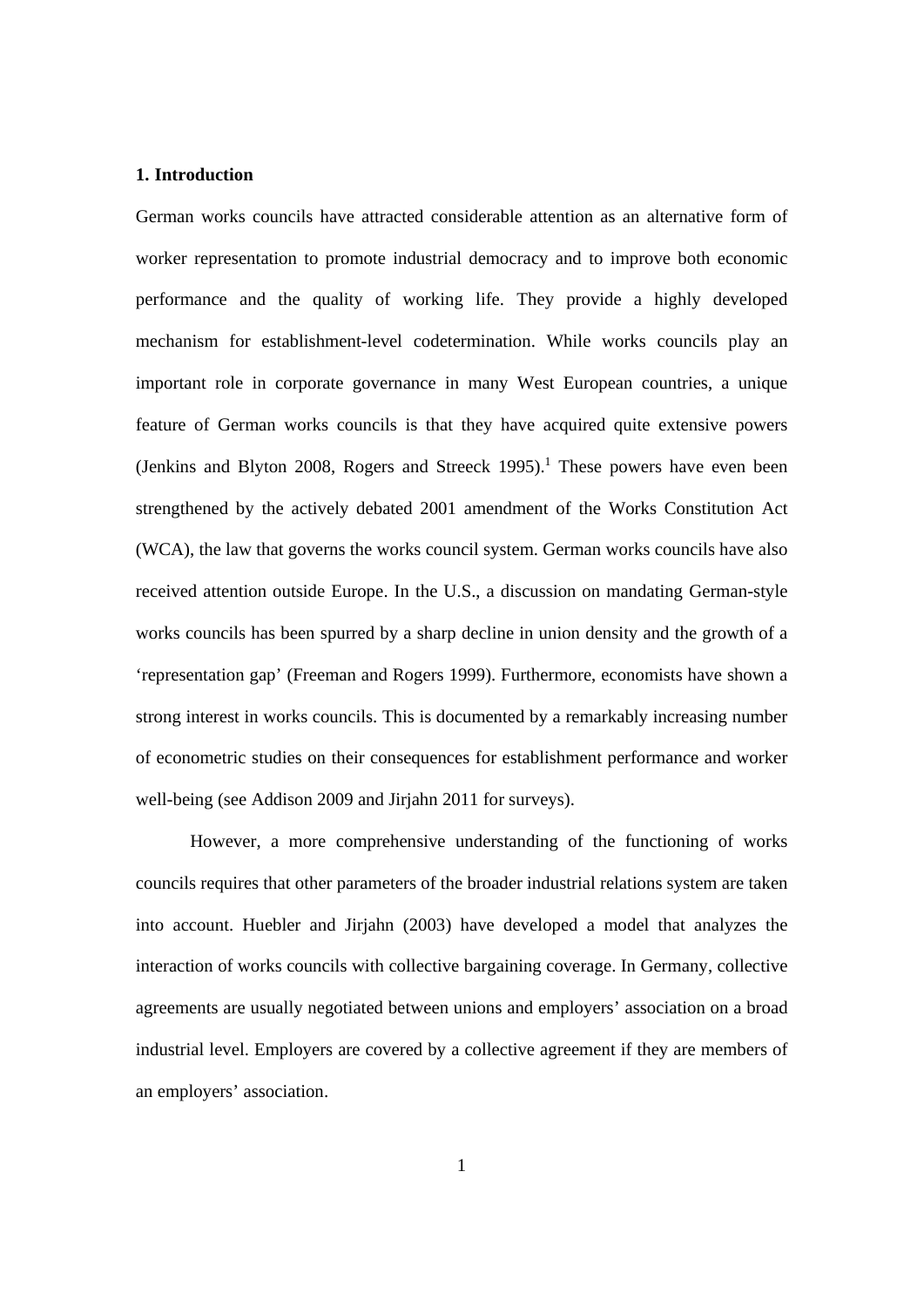**1. Introduction**

German works councils have attracted considerable attention as an alternative form of worker representation to promote industrial democracy and to improve both economic performance and the quality of working life. They provide a highly developed mechanism for establishment-level codetermination. While works councils play an important role in corporate governance in many West European countries, a unique feature of German works councils is that they have acquired quite extensive powers (Jenkins and Blyton 2008, Rogers and Streeck 1995).[1] These powers have even been strengthened by the actively debated 2001 amendment of the Works Constitution Act (WCA), the law that governs the works council system. German works councils have also received attention outside Europe. In the U.S., a discussion on mandating German-style works councils has been spurred by a sharp decline in union density and the growth of a 'representation gap' (Freeman and Rogers 1999). Furthermore, economists have shown a strong interest in works councils. This is documented by a remarkably increasing number of econometric studies on their consequences for establishment performance and worker well-being (see Addison 2009 and Jirjahn 2011 for surveys).

However, a more comprehensive understanding of the functioning of works councils requires that other parameters of the broader industrial relations system are taken into account. Huebler and Jirjahn (2003) have developed a model that analyzes the interaction of works councils with collective bargaining coverage. In Germany, collective agreements are usually negotiated between unions and employers' association on a broad industrial level. Employers are covered by a collective agreement if they are members of an employers' association.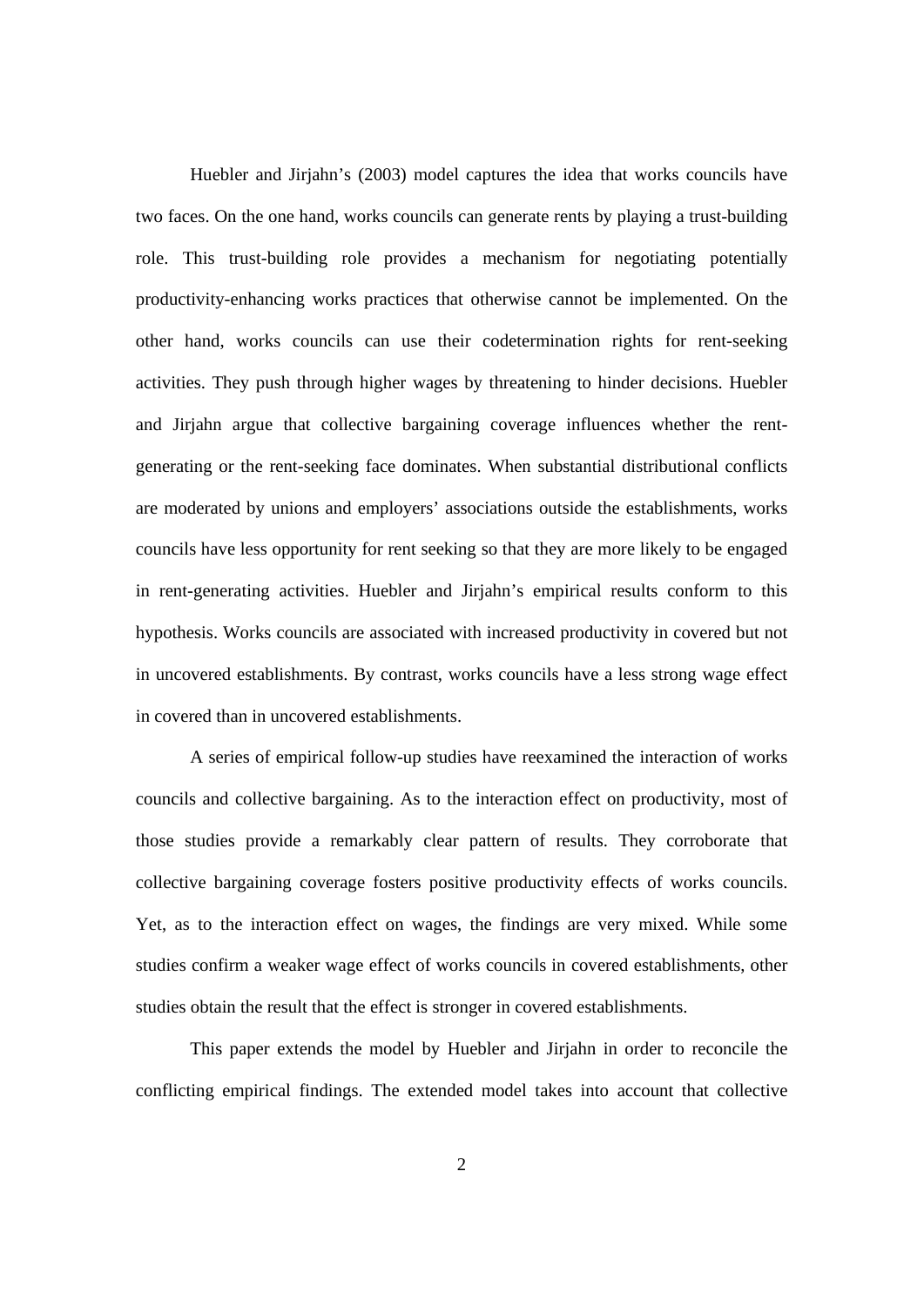Huebler and Jirjahn's (2003) model captures the idea that works councils have two faces. On the one hand, works councils can generate rents by playing a trust-building role. This trust-building role provides a mechanism for negotiating potentially productivity-enhancing works practices that otherwise cannot be implemented. On the other hand, works councils can use their codetermination rights for rent-seeking activities. They push through higher wages by threatening to hinder decisions. Huebler and Jirjahn argue that collective bargaining coverage influences whether the rent-generating or the rent-seeking face dominates. When substantial distributional conflicts are moderated by unions and employers' associations outside the establishments, works councils have less opportunity for rent seeking so that they are more likely to be engaged in rent-generating activities. Huebler and Jirjahn's empirical results conform to this hypothesis. Works councils are associated with increased productivity in covered but not in uncovered establishments. By contrast, works councils have a less strong wage effect in covered than in uncovered establishments.

A series of empirical follow-up studies have reexamined the interaction of works councils and collective bargaining. As to the interaction effect on productivity, most of those studies provide a remarkably clear pattern of results. They corroborate that collective bargaining coverage fosters positive productivity effects of works councils. Yet, as to the interaction effect on wages, the findings are very mixed. While some studies confirm a weaker wage effect of works councils in covered establishments, other studies obtain the result that the effect is stronger in covered establishments.

This paper extends the model by Huebler and Jirjahn in order to reconcile the conflicting empirical findings. The extended model takes into account that collective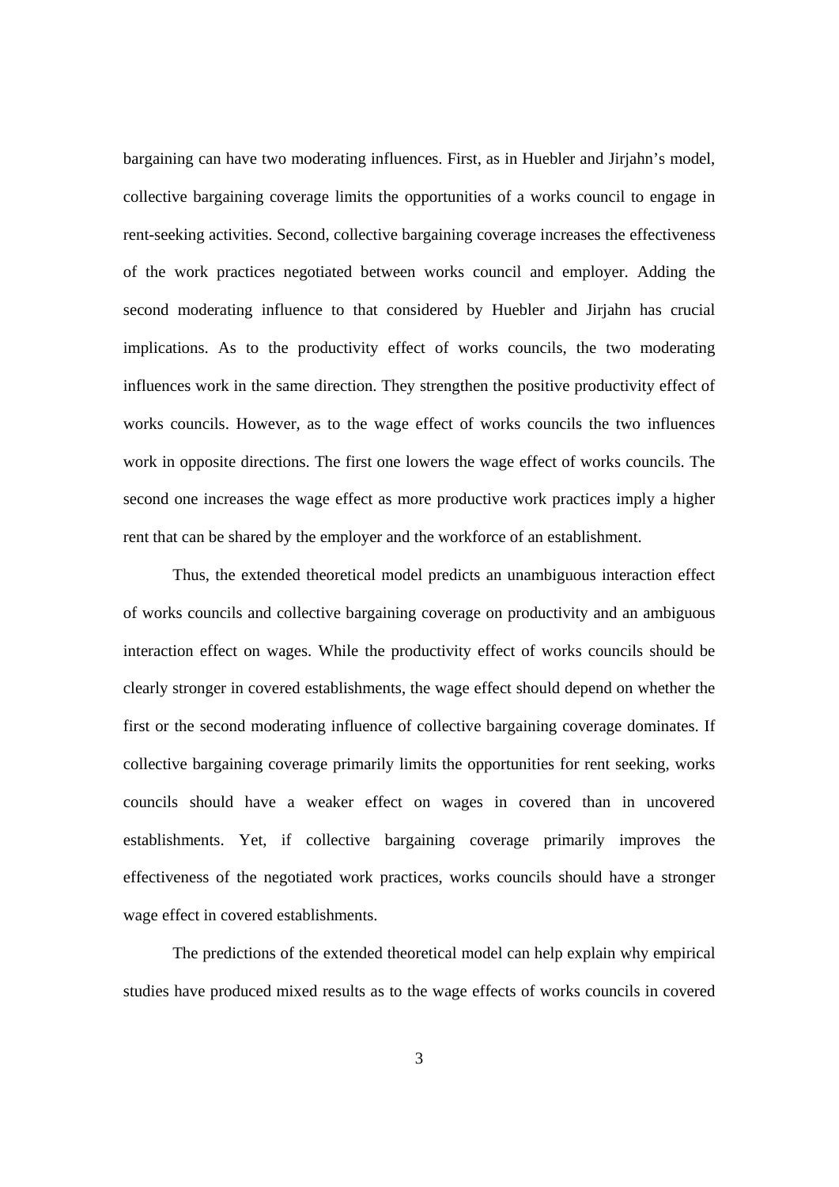bargaining can have two moderating influences. First, as in Huebler and Jirjahn's model, collective bargaining coverage limits the opportunities of a works council to engage in rent-seeking activities. Second, collective bargaining coverage increases the effectiveness of the work practices negotiated between works council and employer. Adding the second moderating influence to that considered by Huebler and Jirjahn has crucial implications. As to the productivity effect of works councils, the two moderating influences work in the same direction. They strengthen the positive productivity effect of works councils. However, as to the wage effect of works councils the two influences work in opposite directions. The first one lowers the wage effect of works councils. The second one increases the wage effect as more productive work practices imply a higher rent that can be shared by the employer and the workforce of an establishment.

Thus, the extended theoretical model predicts an unambiguous interaction effect of works councils and collective bargaining coverage on productivity and an ambiguous interaction effect on wages. While the productivity effect of works councils should be clearly stronger in covered establishments, the wage effect should depend on whether the first or the second moderating influence of collective bargaining coverage dominates. If collective bargaining coverage primarily limits the opportunities for rent seeking, works councils should have a weaker effect on wages in covered than in uncovered establishments. Yet, if collective bargaining coverage primarily improves the effectiveness of the negotiated work practices, works councils should have a stronger wage effect in covered establishments.

The predictions of the extended theoretical model can help explain why empirical studies have produced mixed results as to the wage effects of works councils in covered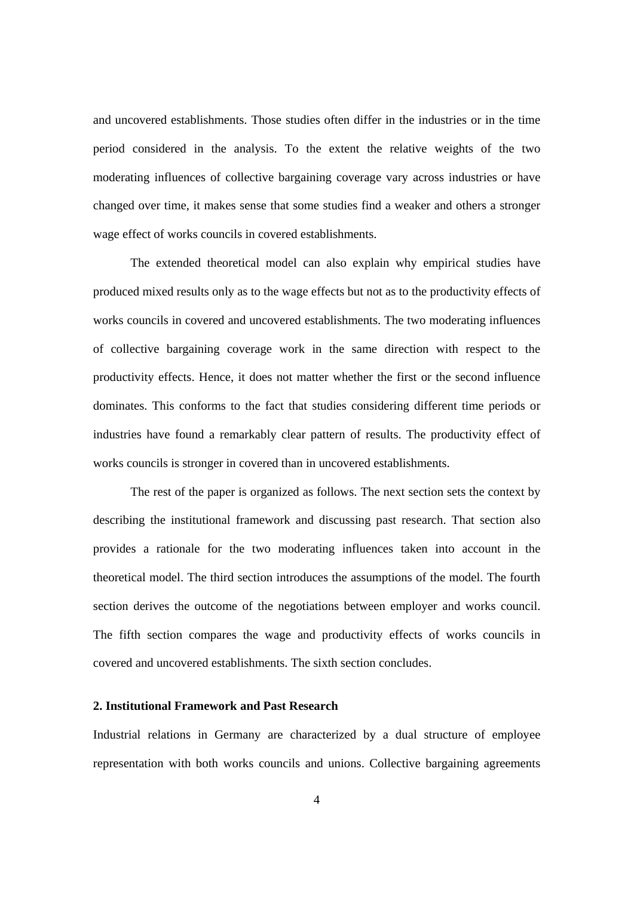and uncovered establishments. Those studies often differ in the industries or in the time period considered in the analysis. To the extent the relative weights of the two moderating influences of collective bargaining coverage vary across industries or have changed over time, it makes sense that some studies find a weaker and others a stronger wage effect of works councils in covered establishments.

The extended theoretical model can also explain why empirical studies have produced mixed results only as to the wage effects but not as to the productivity effects of works councils in covered and uncovered establishments. The two moderating influences of collective bargaining coverage work in the same direction with respect to the productivity effects. Hence, it does not matter whether the first or the second influence dominates. This conforms to the fact that studies considering different time periods or industries have found a remarkably clear pattern of results. The productivity effect of works councils is stronger in covered than in uncovered establishments.

The rest of the paper is organized as follows. The next section sets the context by describing the institutional framework and discussing past research. That section also provides a rationale for the two moderating influences taken into account in the theoretical model. The third section introduces the assumptions of the model. The fourth section derives the outcome of the negotiations between employer and works council. The fifth section compares the wage and productivity effects of works councils in covered and uncovered establishments. The sixth section concludes.

## 2. Institutional Framework and Past Research

Industrial relations in Germany are characterized by a dual structure of employee representation with both works councils and unions. Collective bargaining agreements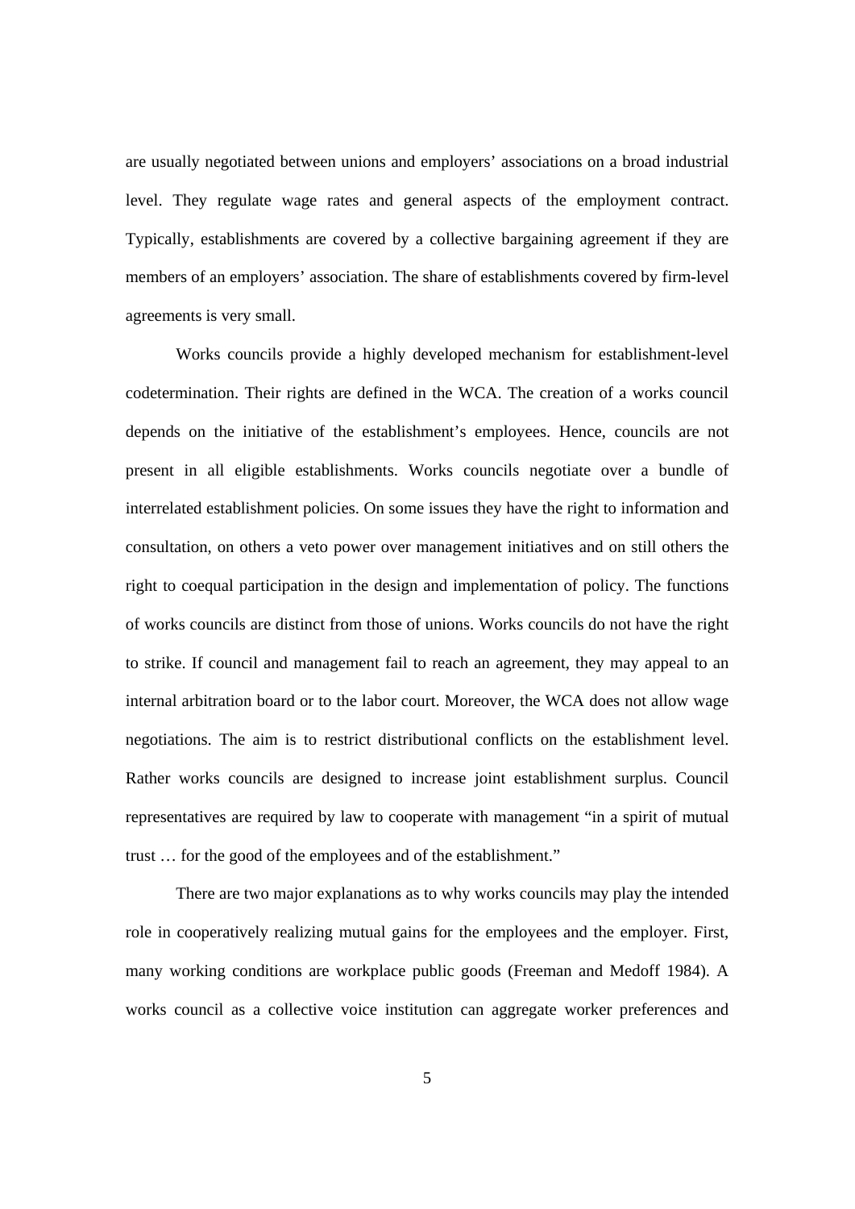are usually negotiated between unions and employers' associations on a broad industrial level. They regulate wage rates and general aspects of the employment contract. Typically, establishments are covered by a collective bargaining agreement if they are members of an employers' association. The share of establishments covered by firm-level agreements is very small.

Works councils provide a highly developed mechanism for establishment-level codetermination. Their rights are defined in the WCA. The creation of a works council depends on the initiative of the establishment's employees. Hence, councils are not present in all eligible establishments. Works councils negotiate over a bundle of interrelated establishment policies. On some issues they have the right to information and consultation, on others a veto power over management initiatives and on still others the right to coequal participation in the design and implementation of policy. The functions of works councils are distinct from those of unions. Works councils do not have the right to strike. If council and management fail to reach an agreement, they may appeal to an internal arbitration board or to the labor court. Moreover, the WCA does not allow wage negotiations. The aim is to restrict distributional conflicts on the establishment level. Rather works councils are designed to increase joint establishment surplus. Council representatives are required by law to cooperate with management "in a spirit of mutual trust … for the good of the employees and of the establishment."

There are two major explanations as to why works councils may play the intended role in cooperatively realizing mutual gains for the employees and the employer. First, many working conditions are workplace public goods (Freeman and Medoff 1984). A works council as a collective voice institution can aggregate worker preferences and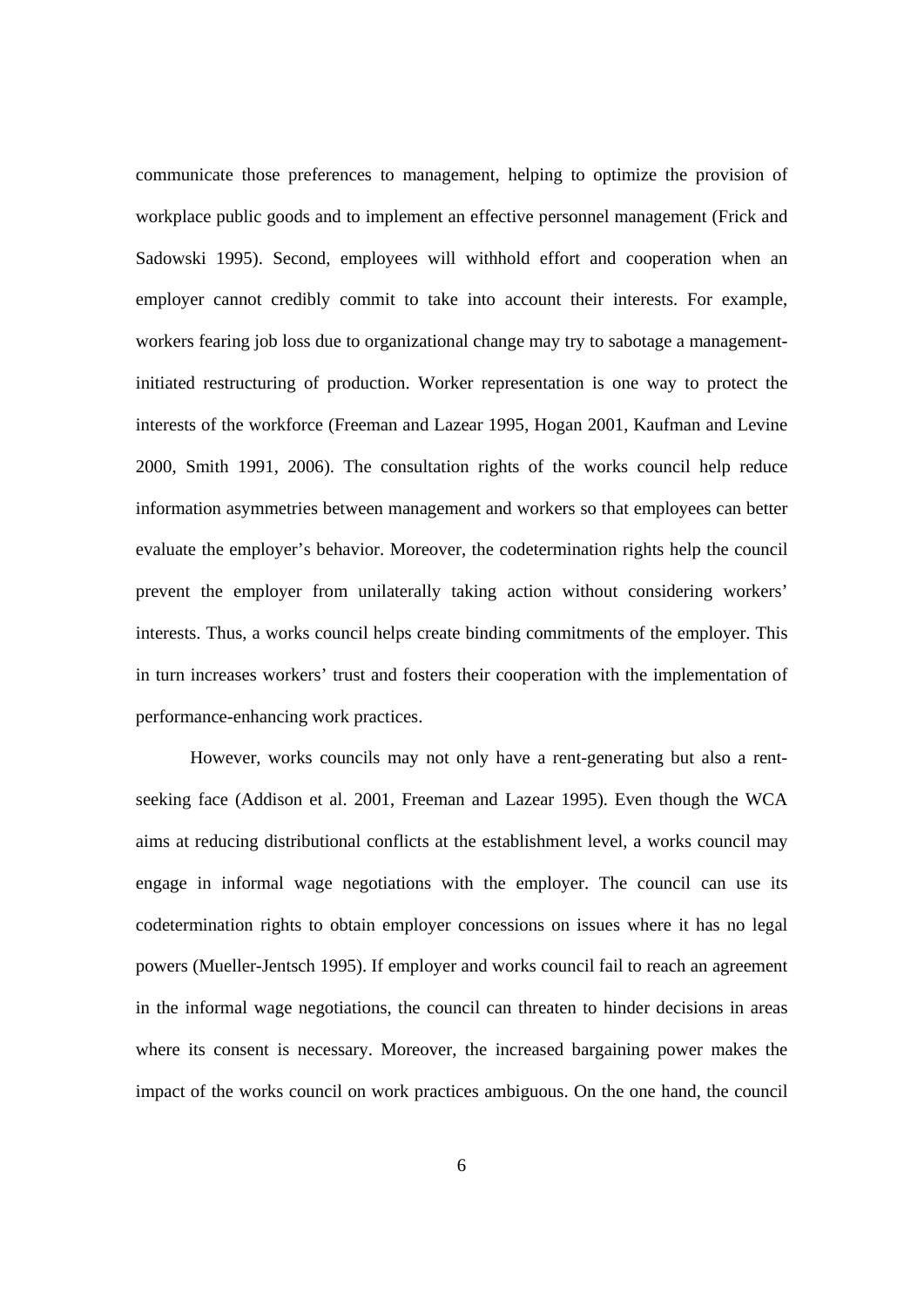communicate those preferences to management, helping to optimize the provision of workplace public goods and to implement an effective personnel management (Frick and Sadowski 1995). Second, employees will withhold effort and cooperation when an employer cannot credibly commit to take into account their interests. For example, workers fearing job loss due to organizational change may try to sabotage a management-initiated restructuring of production. Worker representation is one way to protect the interests of the workforce (Freeman and Lazear 1995, Hogan 2001, Kaufman and Levine 2000, Smith 1991, 2006). The consultation rights of the works council help reduce information asymmetries between management and workers so that employees can better evaluate the employer's behavior. Moreover, the codetermination rights help the council prevent the employer from unilaterally taking action without considering workers' interests. Thus, a works council helps create binding commitments of the employer. This in turn increases workers' trust and fosters their cooperation with the implementation of performance-enhancing work practices.

However, works councils may not only have a rent-generating but also a rent-seeking face (Addison et al. 2001, Freeman and Lazear 1995). Even though the WCA aims at reducing distributional conflicts at the establishment level, a works council may engage in informal wage negotiations with the employer. The council can use its codetermination rights to obtain employer concessions on issues where it has no legal powers (Mueller-Jentsch 1995). If employer and works council fail to reach an agreement in the informal wage negotiations, the council can threaten to hinder decisions in areas where its consent is necessary. Moreover, the increased bargaining power makes the impact of the works council on work practices ambiguous. On the one hand, the council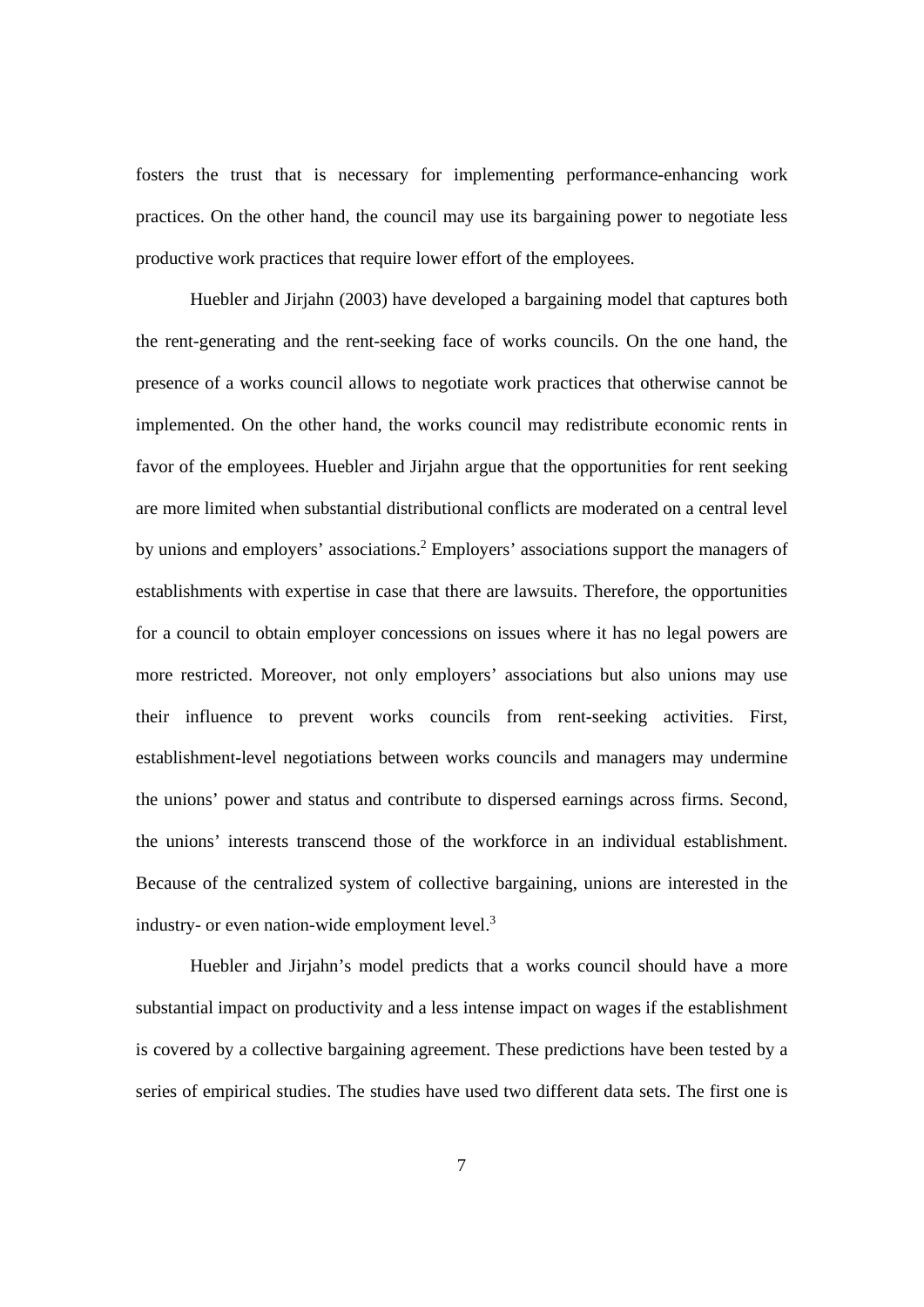fosters the trust that is necessary for implementing performance-enhancing work practices. On the other hand, the council may use its bargaining power to negotiate less productive work practices that require lower effort of the employees.

Huebler and Jirjahn (2003) have developed a bargaining model that captures both the rent-generating and the rent-seeking face of works councils. On the one hand, the presence of a works council allows to negotiate work practices that otherwise cannot be implemented. On the other hand, the works council may redistribute economic rents in favor of the employees. Huebler and Jirjahn argue that the opportunities for rent seeking are more limited when substantial distributional conflicts are moderated on a central level by unions and employers' associations.[2] Employers' associations support the managers of establishments with expertise in case that there are lawsuits. Therefore, the opportunities for a council to obtain employer concessions on issues where it has no legal powers are more restricted. Moreover, not only employers' associations but also unions may use their influence to prevent works councils from rent-seeking activities. First, establishment-level negotiations between works councils and managers may undermine the unions' power and status and contribute to dispersed earnings across firms. Second, the unions' interests transcend those of the workforce in an individual establishment. Because of the centralized system of collective bargaining, unions are interested in the industry- or even nation-wide employment level.[3]

Huebler and Jirjahn's model predicts that a works council should have a more substantial impact on productivity and a less intense impact on wages if the establishment is covered by a collective bargaining agreement. These predictions have been tested by a series of empirical studies. The studies have used two different data sets. The first one is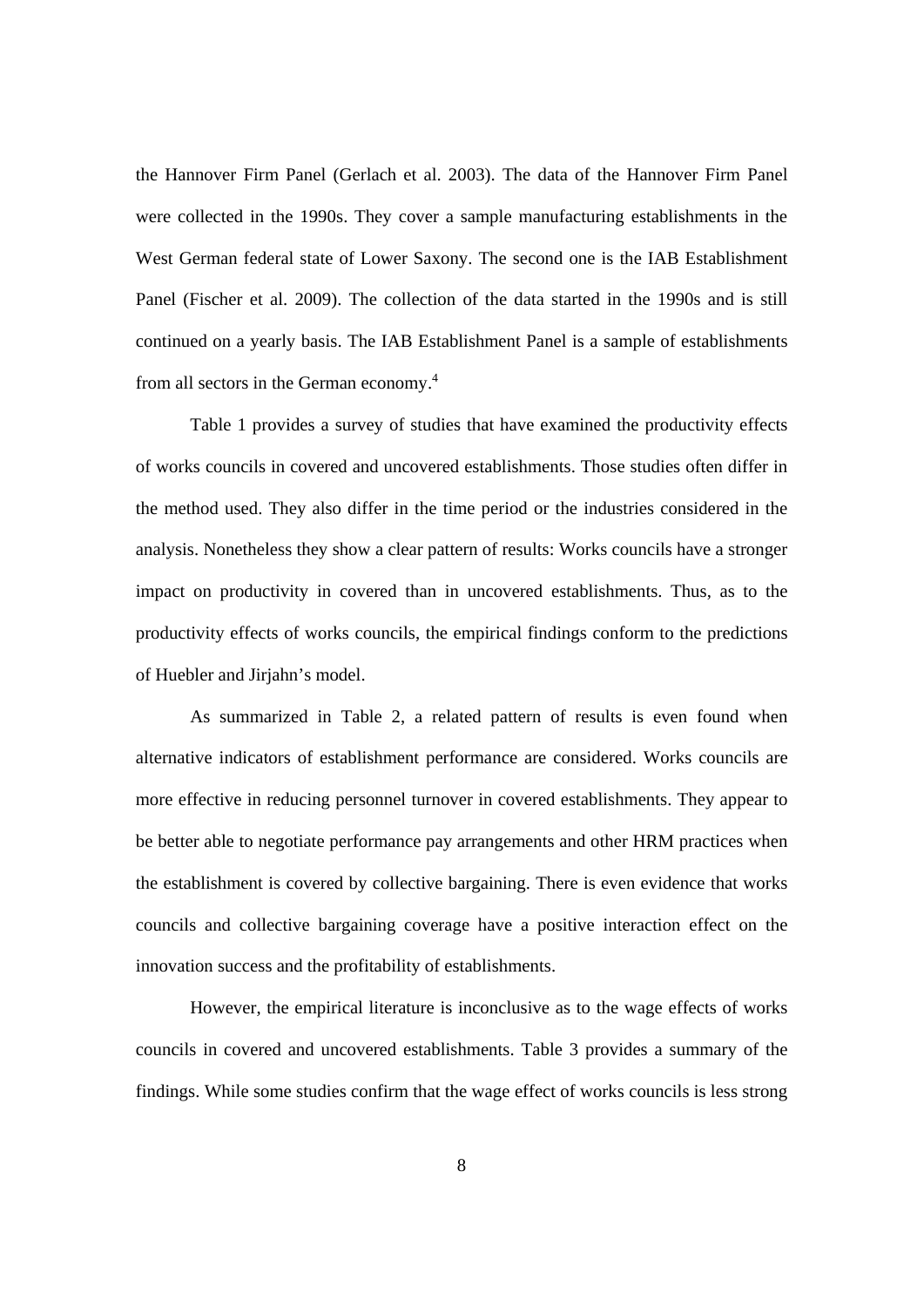the Hannover Firm Panel (Gerlach et al. 2003). The data of the Hannover Firm Panel were collected in the 1990s. They cover a sample manufacturing establishments in the West German federal state of Lower Saxony. The second one is the IAB Establishment Panel (Fischer et al. 2009). The collection of the data started in the 1990s and is still continued on a yearly basis. The IAB Establishment Panel is a sample of establishments from all sectors in the German economy.[4]

Table 1 provides a survey of studies that have examined the productivity effects of works councils in covered and uncovered establishments. Those studies often differ in the method used. They also differ in the time period or the industries considered in the analysis. Nonetheless they show a clear pattern of results: Works councils have a stronger impact on productivity in covered than in uncovered establishments. Thus, as to the productivity effects of works councils, the empirical findings conform to the predictions of Huebler and Jirjahn's model.

As summarized in Table 2, a related pattern of results is even found when alternative indicators of establishment performance are considered. Works councils are more effective in reducing personnel turnover in covered establishments. They appear to be better able to negotiate performance pay arrangements and other HRM practices when the establishment is covered by collective bargaining. There is even evidence that works councils and collective bargaining coverage have a positive interaction effect on the innovation success and the profitability of establishments.

However, the empirical literature is inconclusive as to the wage effects of works councils in covered and uncovered establishments. Table 3 provides a summary of the findings. While some studies confirm that the wage effect of works councils is less strong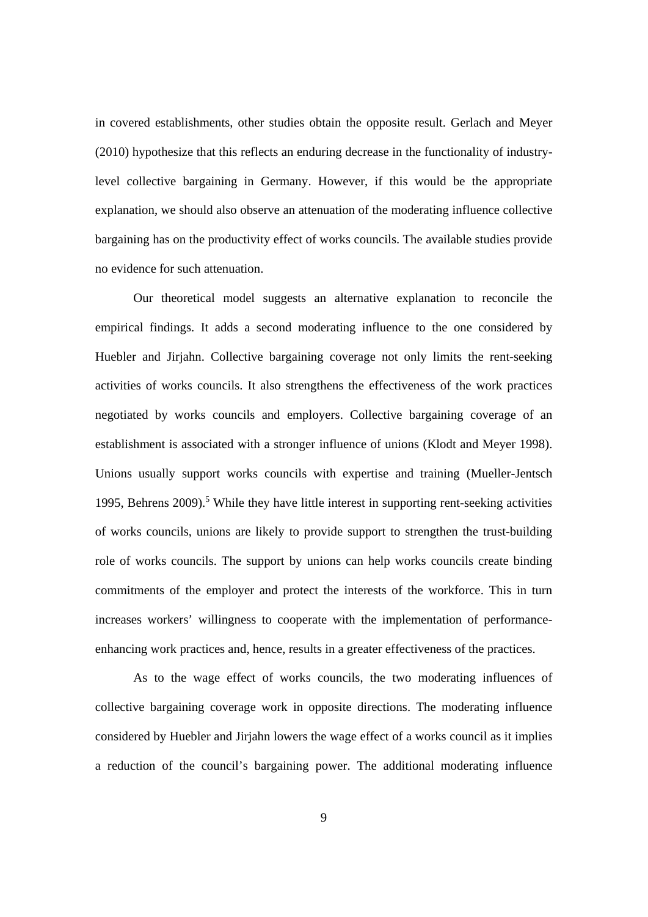in covered establishments, other studies obtain the opposite result. Gerlach and Meyer (2010) hypothesize that this reflects an enduring decrease in the functionality of industry-level collective bargaining in Germany. However, if this would be the appropriate explanation, we should also observe an attenuation of the moderating influence collective bargaining has on the productivity effect of works councils. The available studies provide no evidence for such attenuation.

Our theoretical model suggests an alternative explanation to reconcile the empirical findings. It adds a second moderating influence to the one considered by Huebler and Jirjahn. Collective bargaining coverage not only limits the rent-seeking activities of works councils. It also strengthens the effectiveness of the work practices negotiated by works councils and employers. Collective bargaining coverage of an establishment is associated with a stronger influence of unions (Klodt and Meyer 1998). Unions usually support works councils with expertise and training (Mueller-Jentsch 1995, Behrens 2009).[5] While they have little interest in supporting rent-seeking activities of works councils, unions are likely to provide support to strengthen the trust-building role of works councils. The support by unions can help works councils create binding commitments of the employer and protect the interests of the workforce. This in turn increases workers' willingness to cooperate with the implementation of performance-enhancing work practices and, hence, results in a greater effectiveness of the practices.

As to the wage effect of works councils, the two moderating influences of collective bargaining coverage work in opposite directions. The moderating influence considered by Huebler and Jirjahn lowers the wage effect of a works council as it implies a reduction of the council's bargaining power. The additional moderating influence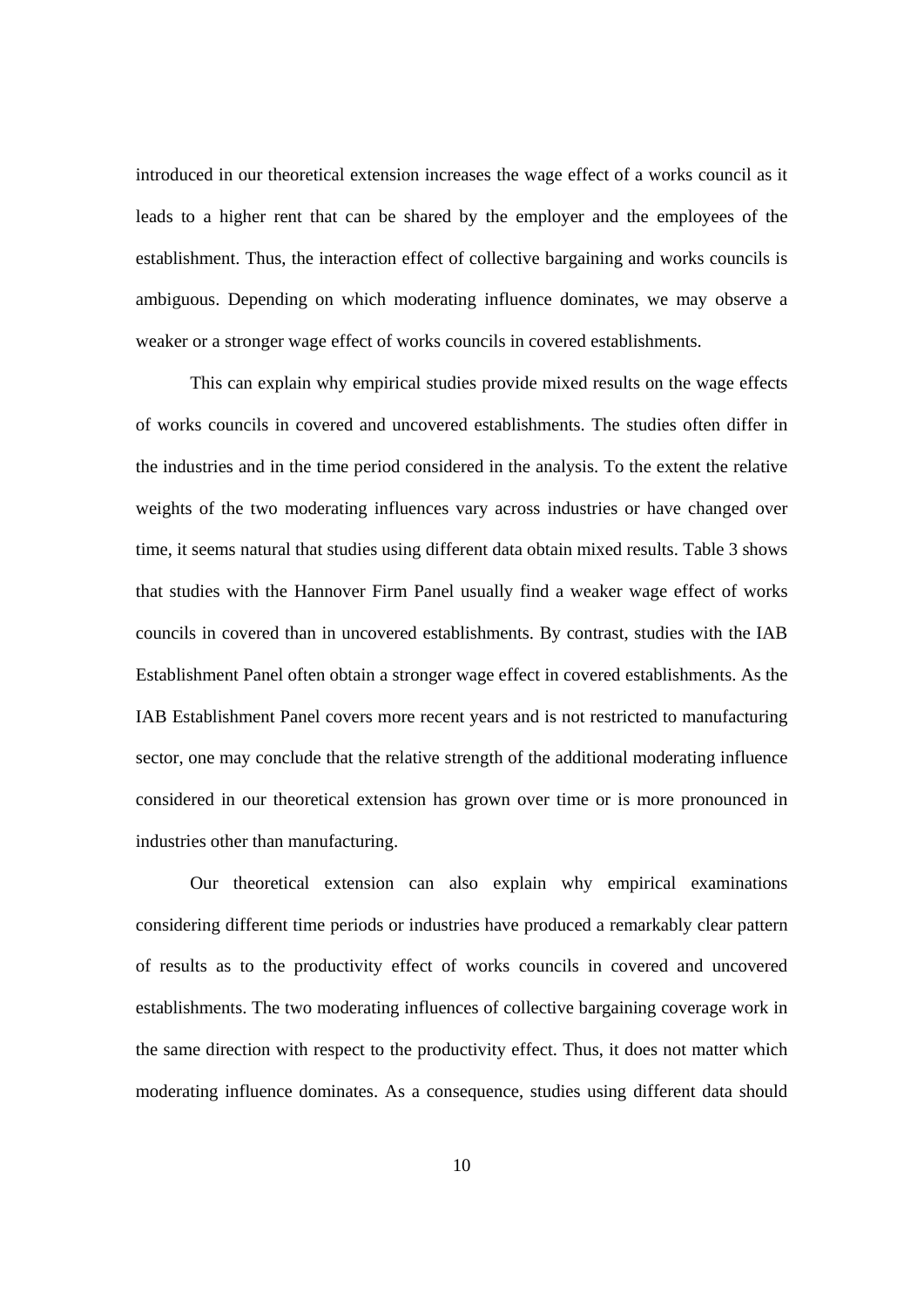introduced in our theoretical extension increases the wage effect of a works council as it leads to a higher rent that can be shared by the employer and the employees of the establishment. Thus, the interaction effect of collective bargaining and works councils is ambiguous. Depending on which moderating influence dominates, we may observe a weaker or a stronger wage effect of works councils in covered establishments.

This can explain why empirical studies provide mixed results on the wage effects of works councils in covered and uncovered establishments. The studies often differ in the industries and in the time period considered in the analysis. To the extent the relative weights of the two moderating influences vary across industries or have changed over time, it seems natural that studies using different data obtain mixed results. Table 3 shows that studies with the Hannover Firm Panel usually find a weaker wage effect of works councils in covered than in uncovered establishments. By contrast, studies with the IAB Establishment Panel often obtain a stronger wage effect in covered establishments. As the IAB Establishment Panel covers more recent years and is not restricted to manufacturing sector, one may conclude that the relative strength of the additional moderating influence considered in our theoretical extension has grown over time or is more pronounced in industries other than manufacturing.

Our theoretical extension can also explain why empirical examinations considering different time periods or industries have produced a remarkably clear pattern of results as to the productivity effect of works councils in covered and uncovered establishments. The two moderating influences of collective bargaining coverage work in the same direction with respect to the productivity effect. Thus, it does not matter which moderating influence dominates. As a consequence, studies using different data should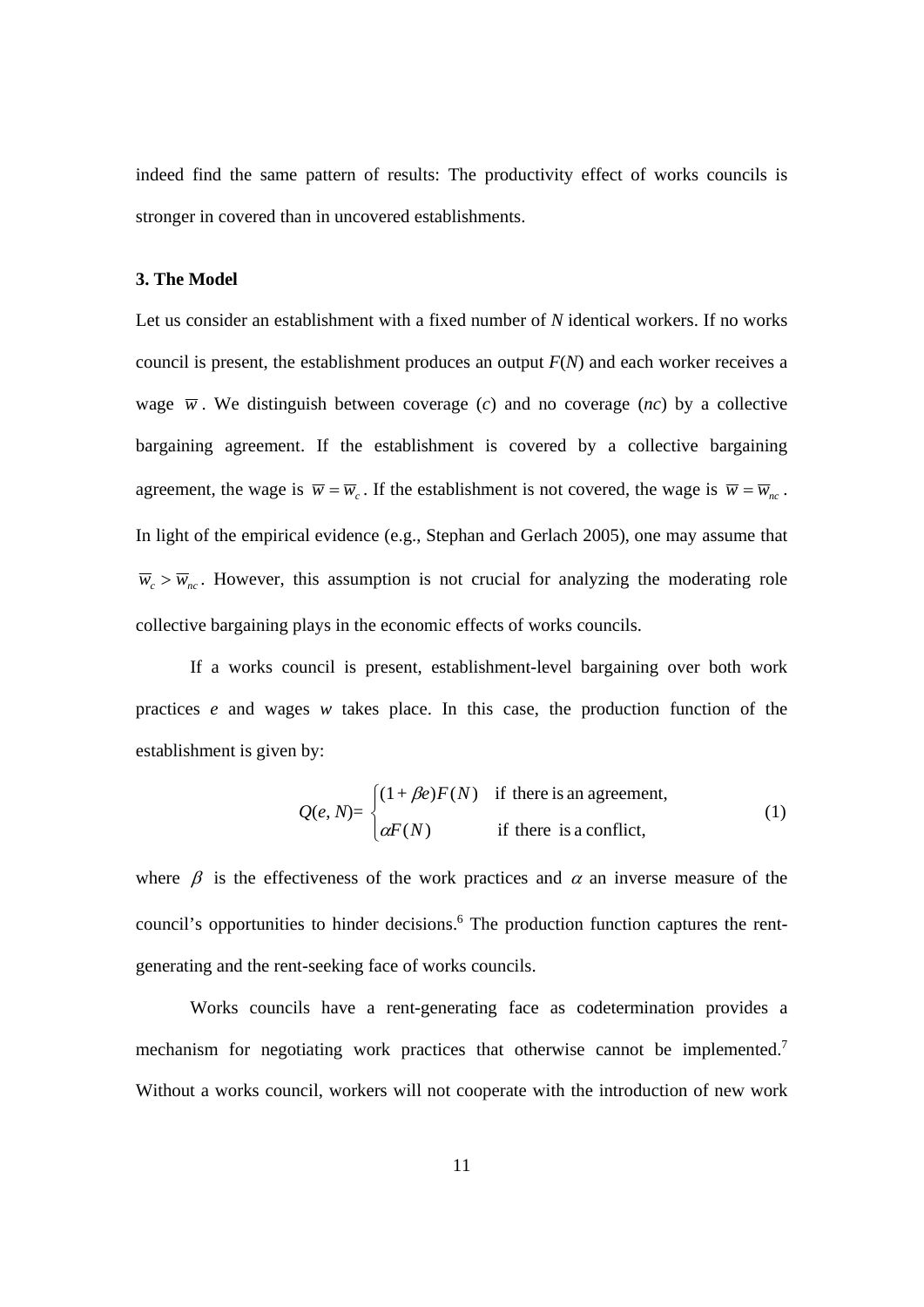indeed find the same pattern of results: The productivity effect of works councils is stronger in covered than in uncovered establishments.

### 3. The Model

Let us consider an establishment with a fixed number of $N$ identical workers. If no works council is present, the establishment produces an output $F(N)$ and each worker receives a wage $\overline{w}$. We distinguish between coverage ($c$) and no coverage ($nc$) by a collective bargaining agreement. If the establishment is covered by a collective bargaining agreement, the wage is $\overline{w} = \overline{w}_c$. If the establishment is not covered, the wage is $\overline{w} = \overline{w}_{nc}$. In light of the empirical evidence (e.g., Stephan and Gerlach 2005), one may assume that $\overline{w}_c > \overline{w}_{nc}$. However, this assumption is not crucial for analyzing the moderating role collective bargaining plays in the economic effects of works councils.

If a works council is present, establishment-level bargaining over both work practices $e$ and wages $w$ takes place. In this case, the production function of the establishment is given by:

$$Q(e, N) = \begin{cases} (1+\beta e)F(N) & \text{if there is an agreement,} \\ \alpha F(N) & \text{if there is a conflict,} \end{cases} \tag{1}$$

where $\beta$ is the effectiveness of the work practices and $\alpha$ an inverse measure of the council's opportunities to hinder decisions.[6] The production function captures the rent-generating and the rent-seeking face of works councils.

Works councils have a rent-generating face as codetermination provides a mechanism for negotiating work practices that otherwise cannot be implemented.[7] Without a works council, workers will not cooperate with the introduction of new work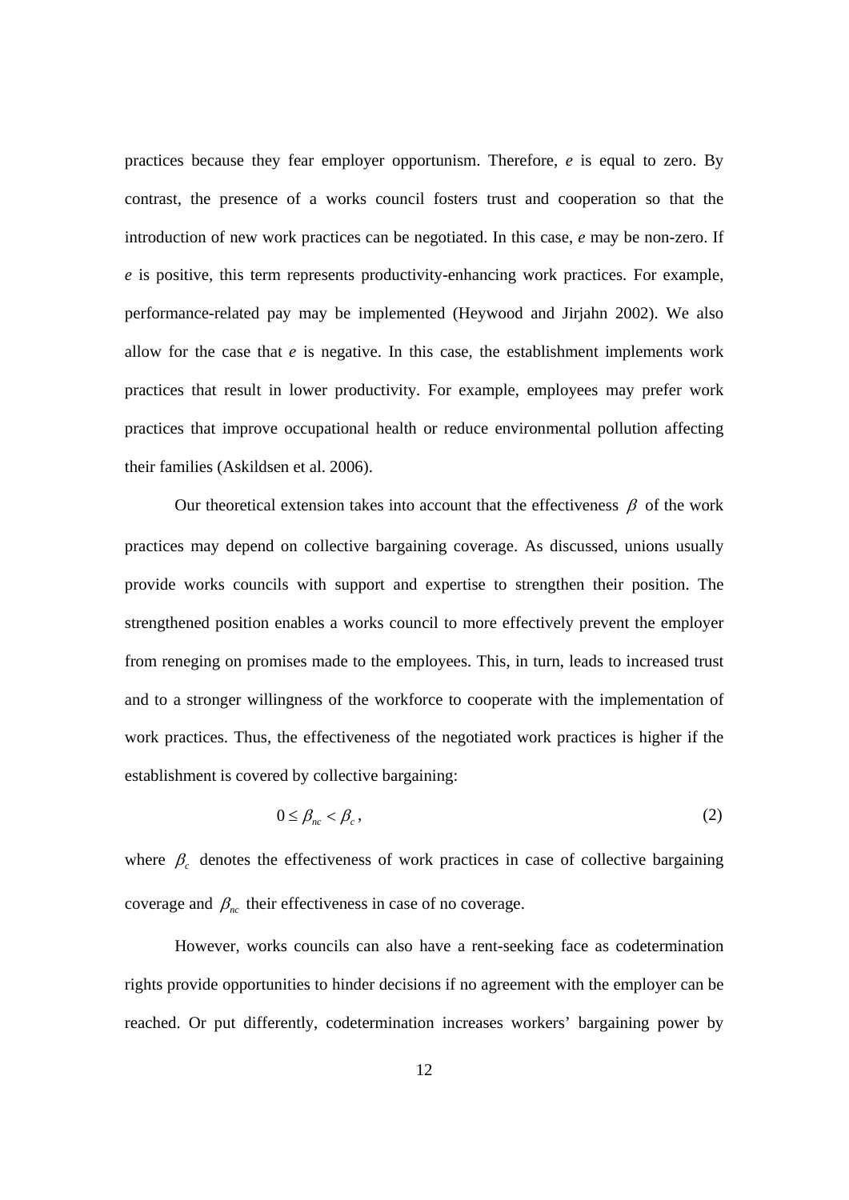practices because they fear employer opportunism. Therefore, $e$ is equal to zero. By contrast, the presence of a works council fosters trust and cooperation so that the introduction of new work practices can be negotiated. In this case, $e$ may be non-zero. If $e$ is positive, this term represents productivity-enhancing work practices. For example, performance-related pay may be implemented (Heywood and Jirjahn 2002). We also allow for the case that $e$ is negative. In this case, the establishment implements work practices that result in lower productivity. For example, employees may prefer work practices that improve occupational health or reduce environmental pollution affecting their families (Askildsen et al. 2006).

Our theoretical extension takes into account that the effectiveness $\beta$ of the work practices may depend on collective bargaining coverage. As discussed, unions usually provide works councils with support and expertise to strengthen their position. The strengthened position enables a works council to more effectively prevent the employer from reneging on promises made to the employees. This, in turn, leads to increased trust and to a stronger willingness of the workforce to cooperate with the implementation of work practices. Thus, the effectiveness of the negotiated work practices is higher if the establishment is covered by collective bargaining:

$$0 \leq \beta_{nc} < \beta_{c}, \tag{2}$$

where $\beta_{c}$ denotes the effectiveness of work practices in case of collective bargaining coverage and $\beta_{nc}$ their effectiveness in case of no coverage.

However, works councils can also have a rent-seeking face as codetermination rights provide opportunities to hinder decisions if no agreement with the employer can be reached. Or put differently, codetermination increases workers' bargaining power by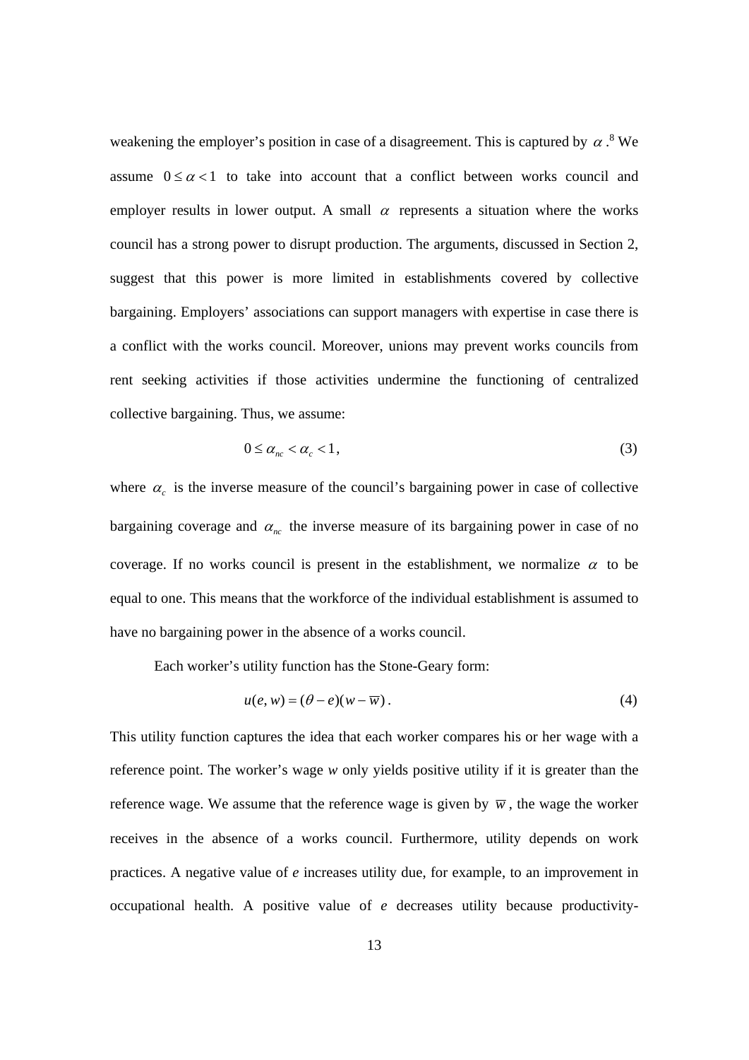weakening the employer's position in case of a disagreement. This is captured by $\alpha$.[8] We assume $0 \leq \alpha < 1$ to take into account that a conflict between works council and employer results in lower output. A small $\alpha$ represents a situation where the works council has a strong power to disrupt production. The arguments, discussed in Section 2, suggest that this power is more limited in establishments covered by collective bargaining. Employers' associations can support managers with expertise in case there is a conflict with the works council. Moreover, unions may prevent works councils from rent seeking activities if those activities undermine the functioning of centralized collective bargaining. Thus, we assume:

$$0 \leq \alpha_{nc} < \alpha_c < 1, \tag{3}$$

where $\alpha_c$ is the inverse measure of the council's bargaining power in case of collective bargaining coverage and $\alpha_{nc}$ the inverse measure of its bargaining power in case of no coverage. If no works council is present in the establishment, we normalize $\alpha$ to be equal to one. This means that the workforce of the individual establishment is assumed to have no bargaining power in the absence of a works council.

Each worker's utility function has the Stone-Geary form:

$$u(e, w) = (\theta - e)(w - \overline{w}). \tag{4}$$

This utility function captures the idea that each worker compares his or her wage with a reference point. The worker's wage $w$ only yields positive utility if it is greater than the reference wage. We assume that the reference wage is given by $\overline{w}$, the wage the worker receives in the absence of a works council. Furthermore, utility depends on work practices. A negative value of $e$ increases utility due, for example, to an improvement in occupational health. A positive value of $e$ decreases utility because productivity-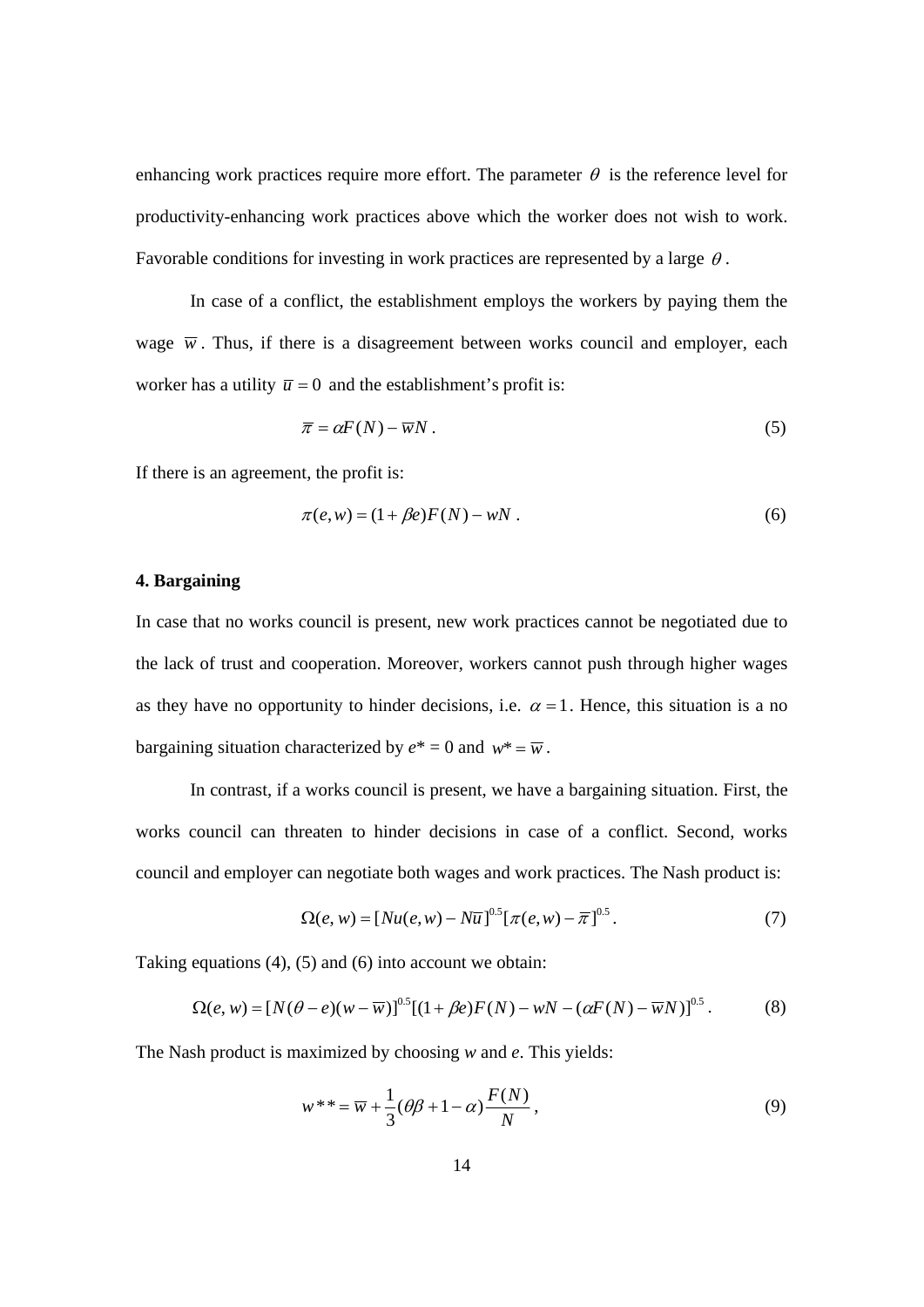enhancing work practices require more effort. The parameter $\theta$ is the reference level for productivity-enhancing work practices above which the worker does not wish to work. Favorable conditions for investing in work practices are represented by a large $\theta$.

In case of a conflict, the establishment employs the workers by paying them the wage $\overline{w}$. Thus, if there is a disagreement between works council and employer, each worker has a utility $\overline{u} = 0$ and the establishment's profit is:

$$\overline{\pi} = \alpha F(N) - \overline{w}N \,. \tag{5}$$

If there is an agreement, the profit is:

$$\pi(e,w) = (1+\beta e)F(N) - wN \,. \tag{6}$$

### 4. Bargaining

In case that no works council is present, new work practices cannot be negotiated due to the lack of trust and cooperation. Moreover, workers cannot push through higher wages as they have no opportunity to hinder decisions, i.e. $\alpha = 1$. Hence, this situation is a no bargaining situation characterized by $e^* = 0$ and $w^* = \overline{w}$.

In contrast, if a works council is present, we have a bargaining situation. First, the works council can threaten to hinder decisions in case of a conflict. Second, works council and employer can negotiate both wages and work practices. The Nash product is:

$$\Omega(e,w) = [Nu(e,w) - N\overline{u}]^{0.5}[\pi(e,w) - \overline{\pi}]^{0.5} \,. \tag{7}$$

Taking equations (4), (5) and (6) into account we obtain:

$$\Omega(e,w) = [N(\theta - e)(w - \overline{w})]^{0.5}[(1+\beta e)F(N) - wN - (\alpha F(N) - \overline{w}N)]^{0.5} \,. \tag{8}$$

The Nash product is maximized by choosing $w$ and $e$. This yields:

$$w^{**} = \overline{w} + \frac{1}{3}(\theta\beta + 1 - \alpha)\frac{F(N)}{N} \,, \tag{9}$$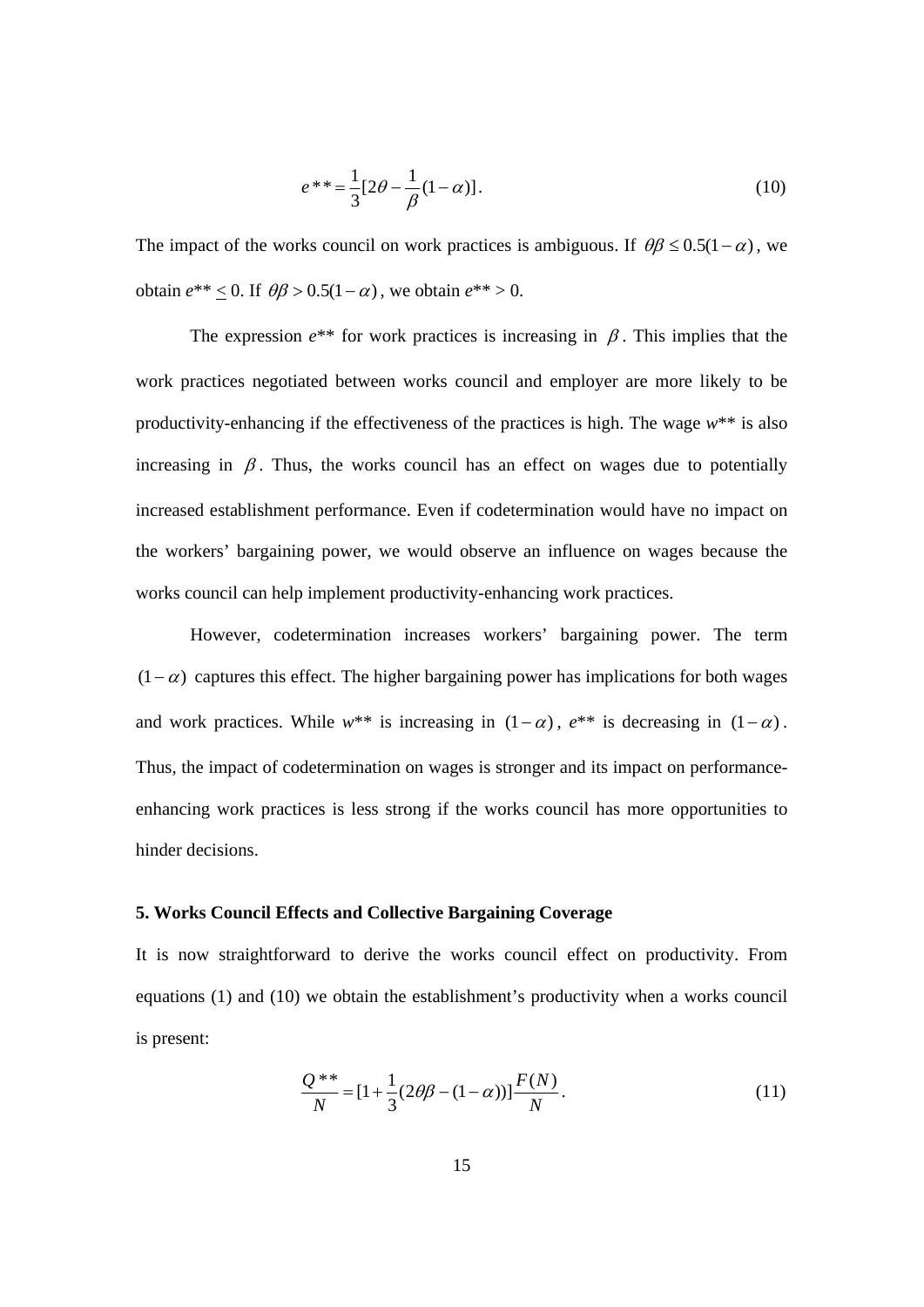$$e^{**} = \frac{1}{3}[2\theta - \frac{1}{\beta}(1-\alpha)]. \tag{10}$$

The impact of the works council on work practices is ambiguous. If $\theta\beta \leq 0.5(1-\alpha)$, we obtain $e^{**} \leq 0$. If $\theta\beta > 0.5(1-\alpha)$, we obtain $e^{**} > 0$.

The expression $e^{**}$ for work practices is increasing in $\beta$. This implies that the work practices negotiated between works council and employer are more likely to be productivity-enhancing if the effectiveness of the practices is high. The wage $w^{**}$ is also increasing in $\beta$. Thus, the works council has an effect on wages due to potentially increased establishment performance. Even if codetermination would have no impact on the workers' bargaining power, we would observe an influence on wages because the works council can help implement productivity-enhancing work practices.

However, codetermination increases workers' bargaining power. The term $(1-\alpha)$ captures this effect. The higher bargaining power has implications for both wages and work practices. While $w^{**}$ is increasing in $(1-\alpha)$, $e^{**}$ is decreasing in $(1-\alpha)$. Thus, the impact of codetermination on wages is stronger and its impact on performance-enhancing work practices is less strong if the works council has more opportunities to hinder decisions.

## 5. Works Council Effects and Collective Bargaining Coverage

It is now straightforward to derive the works council effect on productivity. From equations (1) and (10) we obtain the establishment's productivity when a works council is present:

$$\frac{Q^{**}}{N} = [1 + \frac{1}{3}(2\theta\beta - (1-\alpha))]\frac{F(N)}{N}. \tag{11}$$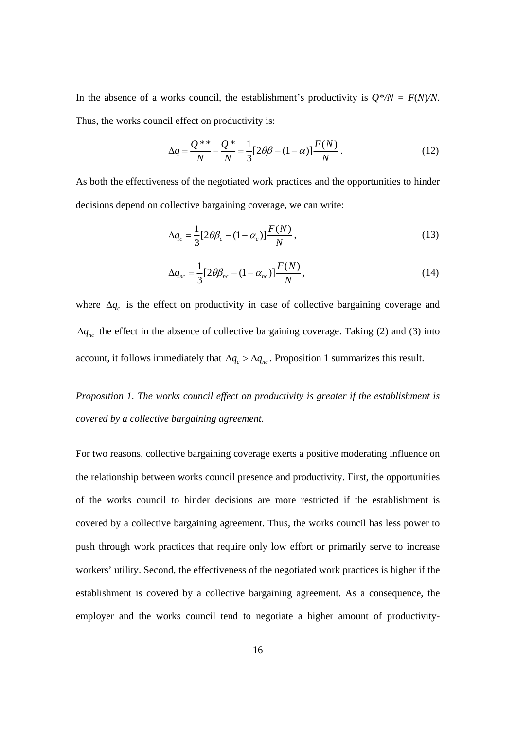In the absence of a works council, the establishment's productivity is $Q^*/N = F(N)/N$. Thus, the works council effect on productivity is:

$$\Delta q = \frac{Q^{**}}{N} - \frac{Q^*}{N} = \frac{1}{3}[2\theta\beta - (1-\alpha)]\frac{F(N)}{N}\,. \tag{12}$$

As both the effectiveness of the negotiated work practices and the opportunities to hinder decisions depend on collective bargaining coverage, we can write:

$$\Delta q_c = \frac{1}{3}[2\theta\beta_c - (1-\alpha_c)]\frac{F(N)}{N}\,, \tag{13}$$

$$\Delta q_{nc} = \frac{1}{3}[2\theta\beta_{nc} - (1-\alpha_{nc})]\frac{F(N)}{N}\,, \tag{14}$$

where $\Delta q_c$ is the effect on productivity in case of collective bargaining coverage and $\Delta q_{nc}$ the effect in the absence of collective bargaining coverage. Taking (2) and (3) into account, it follows immediately that $\Delta q_c > \Delta q_{nc}$. Proposition 1 summarizes this result.

*Proposition 1. The works council effect on productivity is greater if the establishment is covered by a collective bargaining agreement.*

For two reasons, collective bargaining coverage exerts a positive moderating influence on the relationship between works council presence and productivity. First, the opportunities of the works council to hinder decisions are more restricted if the establishment is covered by a collective bargaining agreement. Thus, the works council has less power to push through work practices that require only low effort or primarily serve to increase workers' utility. Second, the effectiveness of the negotiated work practices is higher if the establishment is covered by a collective bargaining agreement. As a consequence, the employer and the works council tend to negotiate a higher amount of productivity-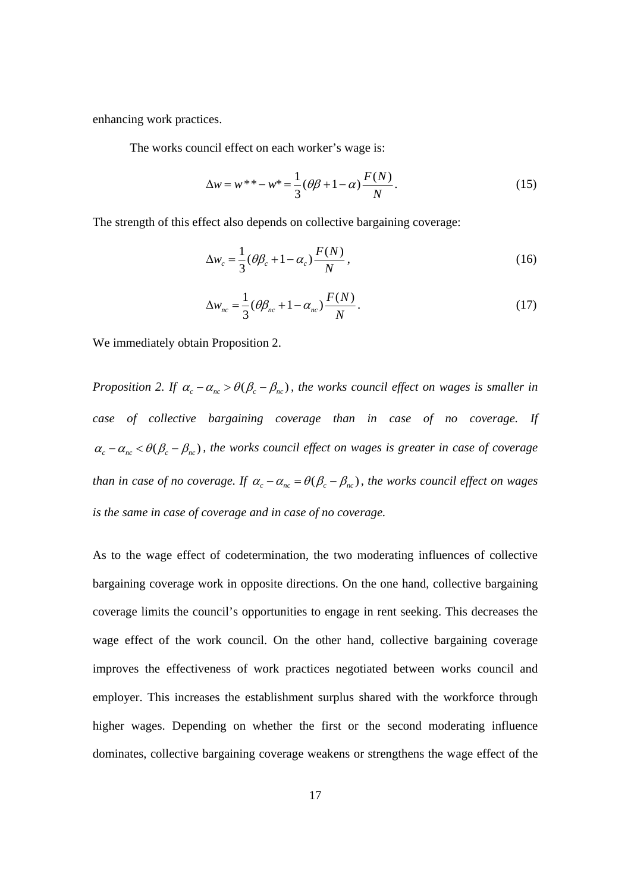enhancing work practices.

The works council effect on each worker's wage is:

$$\Delta w = w^{**} - w^{*} = \frac{1}{3}(\theta\beta + 1 - \alpha)\frac{F(N)}{N}. \tag{15}$$

The strength of this effect also depends on collective bargaining coverage:

$$\Delta w_c = \frac{1}{3}(\theta\beta_c + 1 - \alpha_c)\frac{F(N)}{N}, \tag{16}$$

$$\Delta w_{nc} = \frac{1}{3}(\theta\beta_{nc} + 1 - \alpha_{nc})\frac{F(N)}{N}. \tag{17}$$

We immediately obtain Proposition 2.

*Proposition 2. If $\alpha_c - \alpha_{nc} > \theta(\beta_c - \beta_{nc})$, the works council effect on wages is smaller in case of collective bargaining coverage than in case of no coverage. If $\alpha_c - \alpha_{nc} < \theta(\beta_c - \beta_{nc})$, the works council effect on wages is greater in case of coverage than in case of no coverage. If $\alpha_c - \alpha_{nc} = \theta(\beta_c - \beta_{nc})$, the works council effect on wages is the same in case of coverage and in case of no coverage.*

As to the wage effect of codetermination, the two moderating influences of collective bargaining coverage work in opposite directions. On the one hand, collective bargaining coverage limits the council's opportunities to engage in rent seeking. This decreases the wage effect of the work council. On the other hand, collective bargaining coverage improves the effectiveness of work practices negotiated between works council and employer. This increases the establishment surplus shared with the workforce through higher wages. Depending on whether the first or the second moderating influence dominates, collective bargaining coverage weakens or strengthens the wage effect of the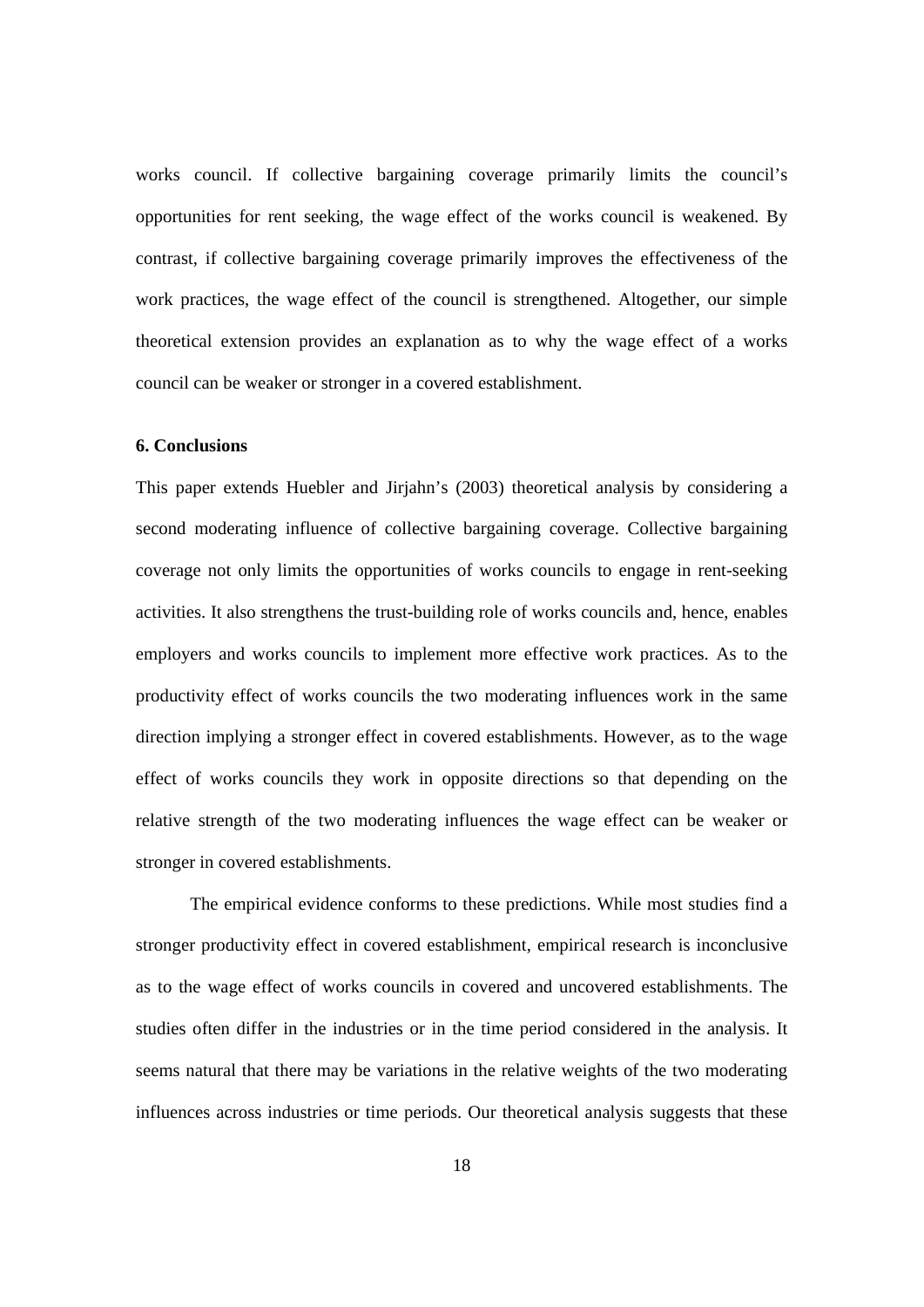works council. If collective bargaining coverage primarily limits the council's opportunities for rent seeking, the wage effect of the works council is weakened. By contrast, if collective bargaining coverage primarily improves the effectiveness of the work practices, the wage effect of the council is strengthened. Altogether, our simple theoretical extension provides an explanation as to why the wage effect of a works council can be weaker or stronger in a covered establishment.

## 6. Conclusions

This paper extends Huebler and Jirjahn's (2003) theoretical analysis by considering a second moderating influence of collective bargaining coverage. Collective bargaining coverage not only limits the opportunities of works councils to engage in rent-seeking activities. It also strengthens the trust-building role of works councils and, hence, enables employers and works councils to implement more effective work practices. As to the productivity effect of works councils the two moderating influences work in the same direction implying a stronger effect in covered establishments. However, as to the wage effect of works councils they work in opposite directions so that depending on the relative strength of the two moderating influences the wage effect can be weaker or stronger in covered establishments.

The empirical evidence conforms to these predictions. While most studies find a stronger productivity effect in covered establishment, empirical research is inconclusive as to the wage effect of works councils in covered and uncovered establishments. The studies often differ in the industries or in the time period considered in the analysis. It seems natural that there may be variations in the relative weights of the two moderating influences across industries or time periods. Our theoretical analysis suggests that these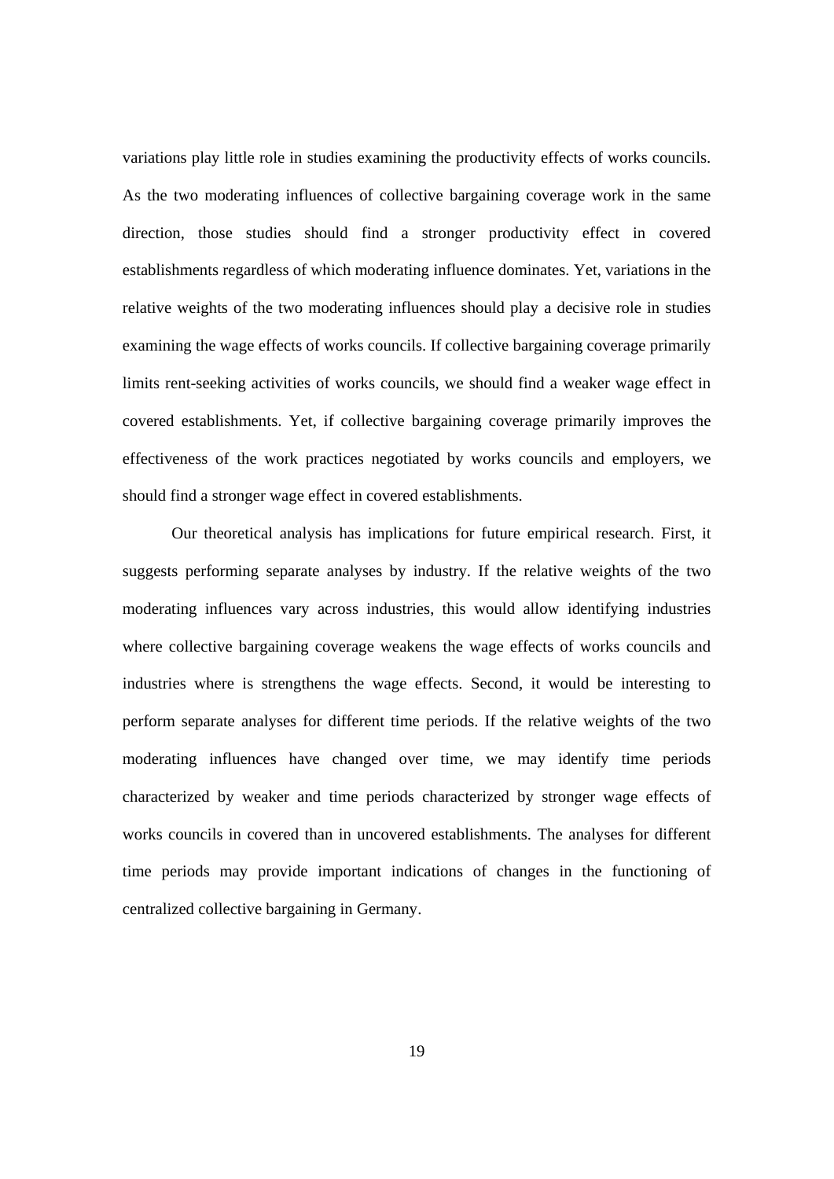variations play little role in studies examining the productivity effects of works councils. As the two moderating influences of collective bargaining coverage work in the same direction, those studies should find a stronger productivity effect in covered establishments regardless of which moderating influence dominates. Yet, variations in the relative weights of the two moderating influences should play a decisive role in studies examining the wage effects of works councils. If collective bargaining coverage primarily limits rent-seeking activities of works councils, we should find a weaker wage effect in covered establishments. Yet, if collective bargaining coverage primarily improves the effectiveness of the work practices negotiated by works councils and employers, we should find a stronger wage effect in covered establishments.

Our theoretical analysis has implications for future empirical research. First, it suggests performing separate analyses by industry. If the relative weights of the two moderating influences vary across industries, this would allow identifying industries where collective bargaining coverage weakens the wage effects of works councils and industries where is strengthens the wage effects. Second, it would be interesting to perform separate analyses for different time periods. If the relative weights of the two moderating influences have changed over time, we may identify time periods characterized by weaker and time periods characterized by stronger wage effects of works councils in covered than in uncovered establishments. The analyses for different time periods may provide important indications of changes in the functioning of centralized collective bargaining in Germany.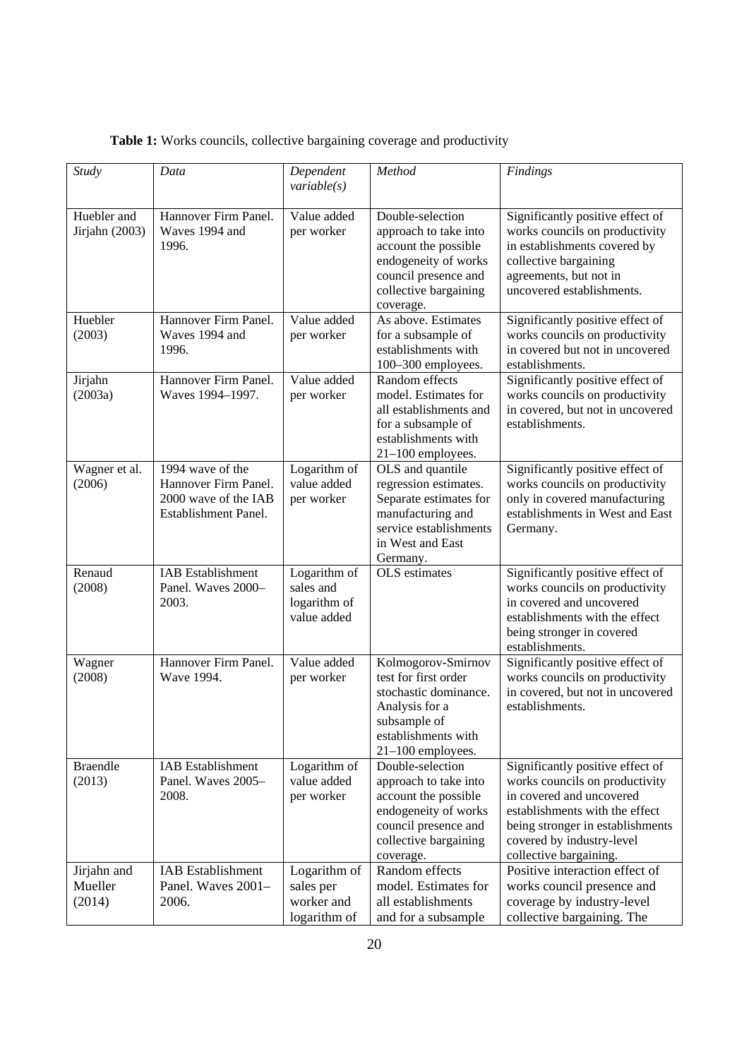**Table 1:** Works councils, collective bargaining coverage and productivity

| *Study* | *Data* | *Dependent variable(s)* | *Method* | *Findings* |
|---|---|---|---|---|
| Huebler and Jirjahn (2003) | Hannover Firm Panel. Waves 1994 and 1996. | Value added per worker | Double-selection approach to take into account the possible endogeneity of works council presence and collective bargaining coverage. | Significantly positive effect of works councils on productivity in establishments covered by collective bargaining agreements, but not in uncovered establishments. |
| Huebler (2003) | Hannover Firm Panel. Waves 1994 and 1996. | Value added per worker | As above. Estimates for a subsample of establishments with 100–300 employees. | Significantly positive effect of works councils on productivity in covered but not in uncovered establishments. |
| Jirjahn (2003a) | Hannover Firm Panel. Waves 1994–1997. | Value added per worker | Random effects model. Estimates for all establishments and for a subsample of establishments with 21–100 employees. | Significantly positive effect of works councils on productivity in covered, but not in uncovered establishments. |
| Wagner et al. (2006) | 1994 wave of the Hannover Firm Panel. 2000 wave of the IAB Establishment Panel. | Logarithm of value added per worker | OLS and quantile regression estimates. Separate estimates for manufacturing and service establishments in West and East Germany. | Significantly positive effect of works councils on productivity only in covered manufacturing establishments in West and East Germany. |
| Renaud (2008) | IAB Establishment Panel. Waves 2000–2003. | Logarithm of sales and logarithm of value added | OLS estimates | Significantly positive effect of works councils on productivity in covered and uncovered establishments with the effect being stronger in covered establishments. |
| Wagner (2008) | Hannover Firm Panel. Wave 1994. | Value added per worker | Kolmogorov-Smirnov test for first order stochastic dominance. Analysis for a subsample of establishments with 21–100 employees. | Significantly positive effect of works councils on productivity in covered, but not in uncovered establishments. |
| Braendle (2013) | IAB Establishment Panel. Waves 2005–2008. | Logarithm of value added per worker | Double-selection approach to take into account the possible endogeneity of works council presence and collective bargaining coverage. | Significantly positive effect of works councils on productivity in covered and uncovered establishments with the effect being stronger in establishments covered by industry-level collective bargaining. |
| Jirjahn and Mueller (2014) | IAB Establishment Panel. Waves 2001–2006. | Logarithm of sales per worker and logarithm of | Random effects model. Estimates for all establishments and for a subsample | Positive interaction effect of works council presence and coverage by industry-level collective bargaining. The |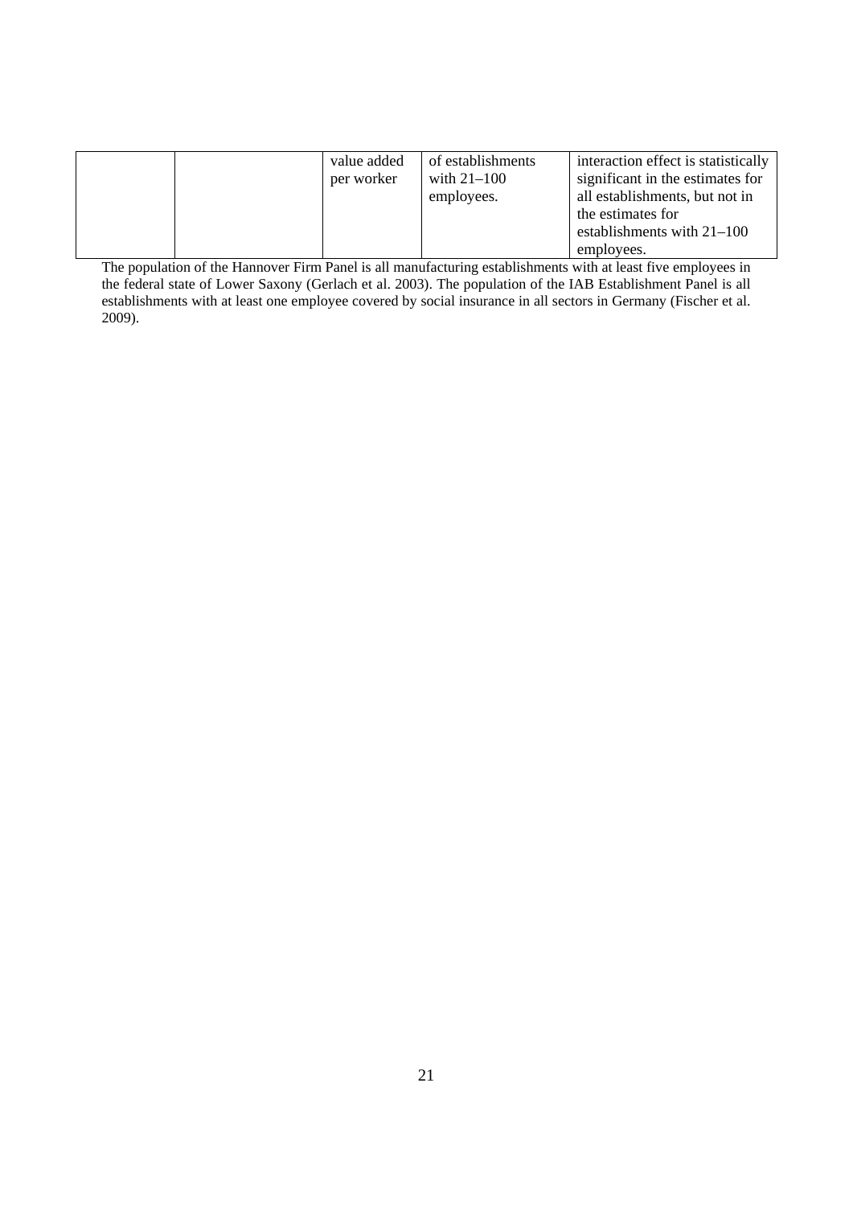|  |  | value added per worker | of establishments with 21–100 employees. | interaction effect is statistically significant in the estimates for all establishments, but not in the estimates for establishments with 21–100 employees. |
|---|---|---|---|---|

The population of the Hannover Firm Panel is all manufacturing establishments with at least five employees in the federal state of Lower Saxony (Gerlach et al. 2003). The population of the IAB Establishment Panel is all establishments with at least one employee covered by social insurance in all sectors in Germany (Fischer et al. 2009).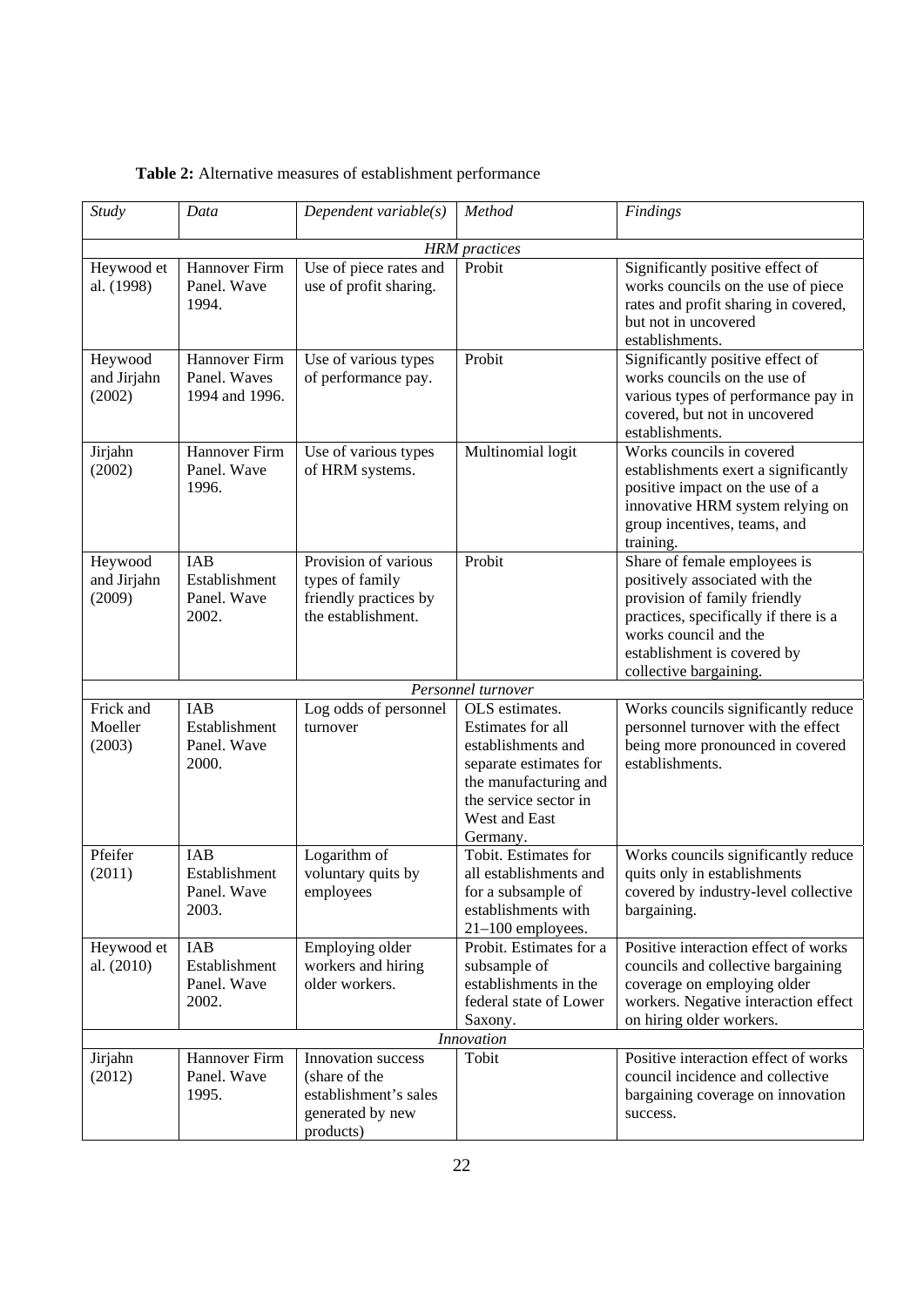**Table 2:** Alternative measures of establishment performance

| *Study* | *Data* | *Dependent variable(s)* | *Method* | *Findings* |
|---|---|---|---|---|
| | | *HRM practices* | | |
| Heywood et al. (1998) | Hannover Firm Panel. Wave 1994. | Use of piece rates and use of profit sharing. | Probit | Significantly positive effect of works councils on the use of piece rates and profit sharing in covered, but not in uncovered establishments. |
| Heywood and Jirjahn (2002) | Hannover Firm Panel. Waves 1994 and 1996. | Use of various types of performance pay. | Probit | Significantly positive effect of works councils on the use of various types of performance pay in covered, but not in uncovered establishments. |
| Jirjahn (2002) | Hannover Firm Panel. Wave 1996. | Use of various types of HRM systems. | Multinomial logit | Works councils in covered establishments exert a significantly positive impact on the use of a innovative HRM system relying on group incentives, teams, and training. |
| Heywood and Jirjahn (2009) | IAB Establishment Panel. Wave 2002. | Provision of various types of family friendly practices by the establishment. | Probit | Share of female employees is positively associated with the provision of family friendly practices, specifically if there is a works council and the establishment is covered by collective bargaining. |
| | | *Personnel turnover* | | |
| Frick and Moeller (2003) | IAB Establishment Panel. Wave 2000. | Log odds of personnel turnover | OLS estimates. Estimates for all establishments and separate estimates for the manufacturing and the service sector in West and East Germany. | Works councils significantly reduce personnel turnover with the effect being more pronounced in covered establishments. |
| Pfeifer (2011) | IAB Establishment Panel. Wave 2003. | Logarithm of voluntary quits by employees | Tobit. Estimates for all establishments and for a subsample of establishments with 21–100 employees. | Works councils significantly reduce quits only in establishments covered by industry-level collective bargaining. |
| Heywood et al. (2010) | IAB Establishment Panel. Wave 2002. | Employing older workers and hiring older workers. | Probit. Estimates for a subsample of establishments in the federal state of Lower Saxony. | Positive interaction effect of works councils and collective bargaining coverage on employing older workers. Negative interaction effect on hiring older workers. |
| | | *Innovation* | | |
| Jirjahn (2012) | Hannover Firm Panel. Wave 1995. | Innovation success (share of the establishment's sales generated by new products) | Tobit | Positive interaction effect of works council incidence and collective bargaining coverage on innovation success. |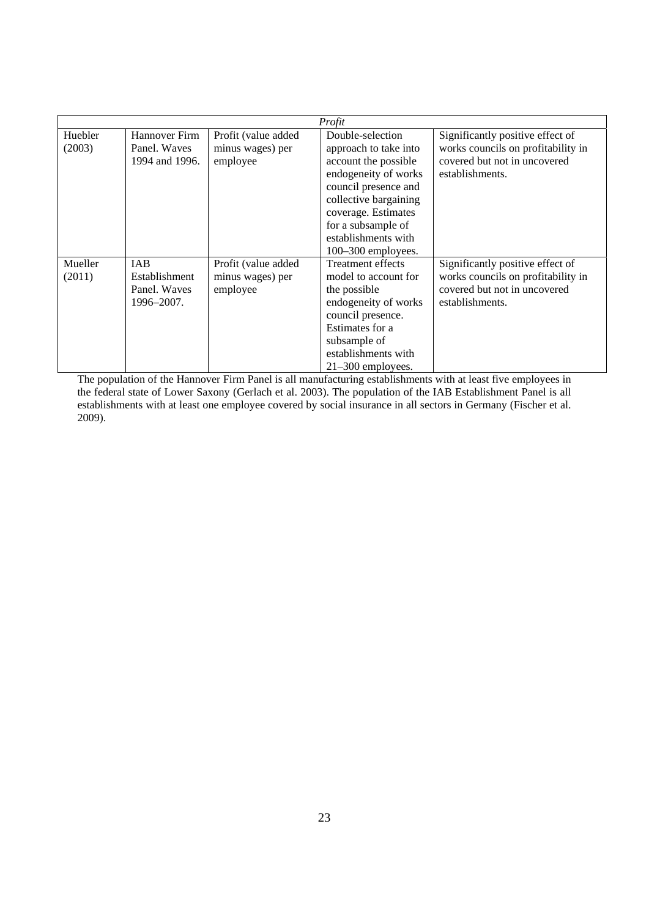| | | | *Profit* | |
|---|---|---|---|---|
| Huebler (2003) | Hannover Firm Panel. Waves 1994 and 1996. | Profit (value added minus wages) per employee | Double-selection approach to take into account the possible endogeneity of works council presence and collective bargaining coverage. Estimates for a subsample of establishments with 100–300 employees. | Significantly positive effect of works councils on profitability in covered but not in uncovered establishments. |
| Mueller (2011) | IAB Establishment Panel. Waves 1996–2007. | Profit (value added minus wages) per employee | Treatment effects model to account for the possible endogeneity of works council presence. Estimates for a subsample of establishments with 21–300 employees. | Significantly positive effect of works councils on profitability in covered but not in uncovered establishments. |

The population of the Hannover Firm Panel is all manufacturing establishments with at least five employees in the federal state of Lower Saxony (Gerlach et al. 2003). The population of the IAB Establishment Panel is all establishments with at least one employee covered by social insurance in all sectors in Germany (Fischer et al. 2009).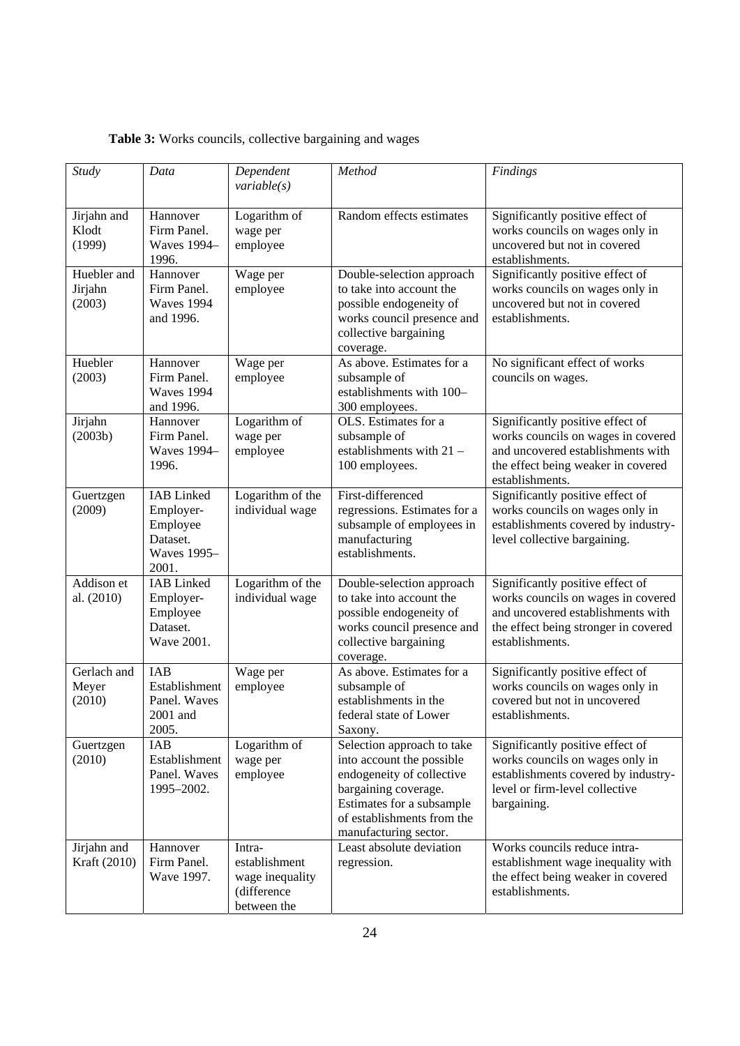**Table 3:** Works councils, collective bargaining and wages

| *Study* | *Data* | *Dependent variable(s)* | *Method* | *Findings* |
|---|---|---|---|---|
| Jirjahn and Klodt (1999) | Hannover Firm Panel. Waves 1994–1996. | Logarithm of wage per employee | Random effects estimates | Significantly positive effect of works councils on wages only in uncovered but not in covered establishments. |
| Huebler and Jirjahn (2003) | Hannover Firm Panel. Waves 1994 and 1996. | Wage per employee | Double-selection approach to take into account the possible endogeneity of works council presence and collective bargaining coverage. | Significantly positive effect of works councils on wages only in uncovered but not in covered establishments. |
| Huebler (2003) | Hannover Firm Panel. Waves 1994 and 1996. | Wage per employee | As above. Estimates for a subsample of establishments with 100–300 employees. | No significant effect of works councils on wages. |
| Jirjahn (2003b) | Hannover Firm Panel. Waves 1994–1996. | Logarithm of wage per employee | OLS. Estimates for a subsample of establishments with 21 – 100 employees. | Significantly positive effect of works councils on wages in covered and uncovered establishments with the effect being weaker in covered establishments. |
| Guertzgen (2009) | IAB Linked Employer-Employee Dataset. Waves 1995–2001. | Logarithm of the individual wage | First-differenced regressions. Estimates for a subsample of employees in manufacturing establishments. | Significantly positive effect of works councils on wages only in establishments covered by industry-level collective bargaining. |
| Addison et al. (2010) | IAB Linked Employer-Employee Dataset. Wave 2001. | Logarithm of the individual wage | Double-selection approach to take into account the possible endogeneity of works council presence and collective bargaining coverage. | Significantly positive effect of works councils on wages in covered and uncovered establishments with the effect being stronger in covered establishments. |
| Gerlach and Meyer (2010) | IAB Establishment Panel. Waves 2001 and 2005. | Wage per employee | As above. Estimates for a subsample of establishments in the federal state of Lower Saxony. | Significantly positive effect of works councils on wages only in covered but not in uncovered establishments. |
| Guertzgen (2010) | IAB Establishment Panel. Waves 1995–2002. | Logarithm of wage per employee | Selection approach to take into account the possible endogeneity of collective bargaining coverage. Estimates for a subsample of establishments from the manufacturing sector. | Significantly positive effect of works councils on wages only in establishments covered by industry-level or firm-level collective bargaining. |
| Jirjahn and Kraft (2010) | Hannover Firm Panel. Wave 1997. | Intra-establishment wage inequality (difference between the | Least absolute deviation regression. | Works councils reduce intra-establishment wage inequality with the effect being weaker in covered establishments. |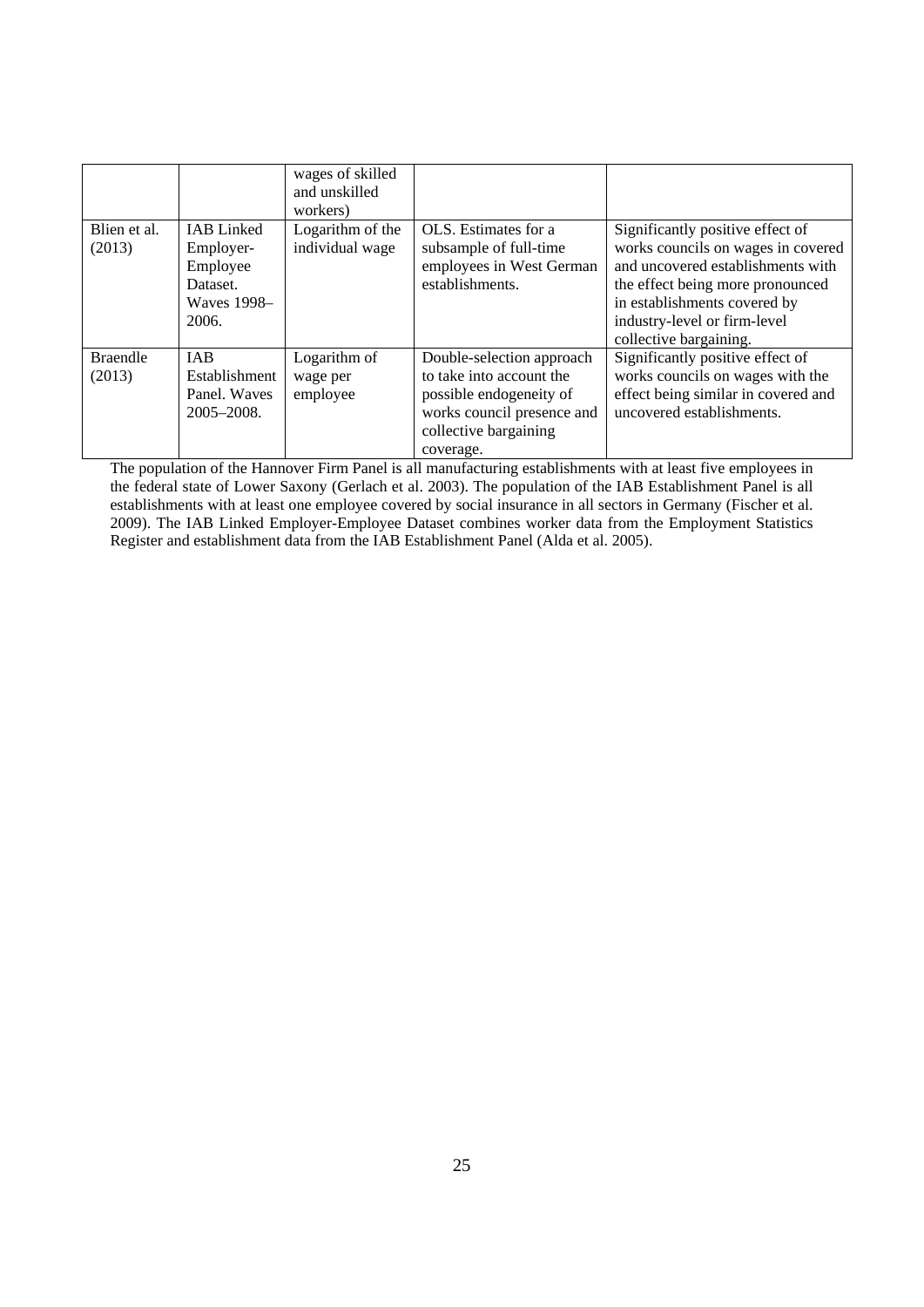| | | | | |
|---|---|---|---|---|
| | | wages of skilled and unskilled workers) | | |
| Blien et al. (2013) | IAB Linked Employer-Employee Dataset. Waves 1998–2006. | Logarithm of the individual wage | OLS. Estimates for a subsample of full-time employees in West German establishments. | Significantly positive effect of works councils on wages in covered and uncovered establishments with the effect being more pronounced in establishments covered by industry-level or firm-level collective bargaining. |
| Braendle (2013) | IAB Establishment Panel. Waves 2005–2008. | Logarithm of wage per employee | Double-selection approach to take into account the possible endogeneity of works council presence and collective bargaining coverage. | Significantly positive effect of works councils on wages with the effect being similar in covered and uncovered establishments. |

The population of the Hannover Firm Panel is all manufacturing establishments with at least five employees in the federal state of Lower Saxony (Gerlach et al. 2003). The population of the IAB Establishment Panel is all establishments with at least one employee covered by social insurance in all sectors in Germany (Fischer et al. 2009). The IAB Linked Employer-Employee Dataset combines worker data from the Employment Statistics Register and establishment data from the IAB Establishment Panel (Alda et al. 2005).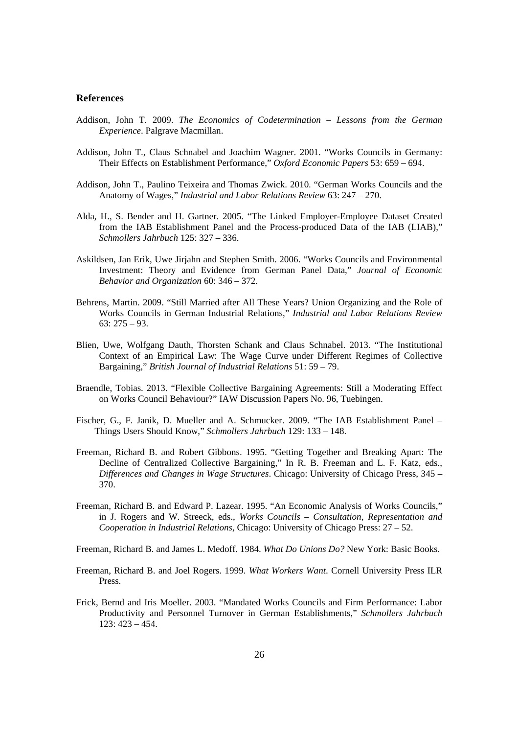## References

Addison, John T. 2009. *The Economics of Codetermination – Lessons from the German Experience*. Palgrave Macmillan.

Addison, John T., Claus Schnabel and Joachim Wagner. 2001. "Works Councils in Germany: Their Effects on Establishment Performance," *Oxford Economic Papers* 53: 659 – 694.

Addison, John T., Paulino Teixeira and Thomas Zwick. 2010. "German Works Councils and the Anatomy of Wages," *Industrial and Labor Relations Review* 63: 247 – 270.

Alda, H., S. Bender and H. Gartner. 2005. "The Linked Employer-Employee Dataset Created from the IAB Establishment Panel and the Process-produced Data of the IAB (LIAB)," *Schmollers Jahrbuch* 125: 327 – 336.

Askildsen, Jan Erik, Uwe Jirjahn and Stephen Smith. 2006. "Works Councils and Environmental Investment: Theory and Evidence from German Panel Data," *Journal of Economic Behavior and Organization* 60: 346 – 372.

Behrens, Martin. 2009. "Still Married after All These Years? Union Organizing and the Role of Works Councils in German Industrial Relations," *Industrial and Labor Relations Review* 63: 275 – 93.

Blien, Uwe, Wolfgang Dauth, Thorsten Schank and Claus Schnabel. 2013. "The Institutional Context of an Empirical Law: The Wage Curve under Different Regimes of Collective Bargaining," *British Journal of Industrial Relations* 51: 59 – 79.

Braendle, Tobias. 2013. "Flexible Collective Bargaining Agreements: Still a Moderating Effect on Works Council Behaviour?" IAW Discussion Papers No. 96, Tuebingen.

Fischer, G., F. Janik, D. Mueller and A. Schmucker. 2009. "The IAB Establishment Panel – Things Users Should Know," *Schmollers Jahrbuch* 129: 133 – 148.

Freeman, Richard B. and Robert Gibbons. 1995. "Getting Together and Breaking Apart: The Decline of Centralized Collective Bargaining," In R. B. Freeman and L. F. Katz, eds., *Differences and Changes in Wage Structures*. Chicago: University of Chicago Press, 345 – 370.

Freeman, Richard B. and Edward P. Lazear. 1995. "An Economic Analysis of Works Councils," in J. Rogers and W. Streeck, eds., *Works Councils – Consultation, Representation and Cooperation in Industrial Relations*, Chicago: University of Chicago Press: 27 – 52.

Freeman, Richard B. and James L. Medoff. 1984. *What Do Unions Do?* New York: Basic Books.

Freeman, Richard B. and Joel Rogers. 1999. *What Workers Want*. Cornell University Press ILR Press.

Frick, Bernd and Iris Moeller. 2003. "Mandated Works Councils and Firm Performance: Labor Productivity and Personnel Turnover in German Establishments," *Schmollers Jahrbuch* 123: 423 – 454.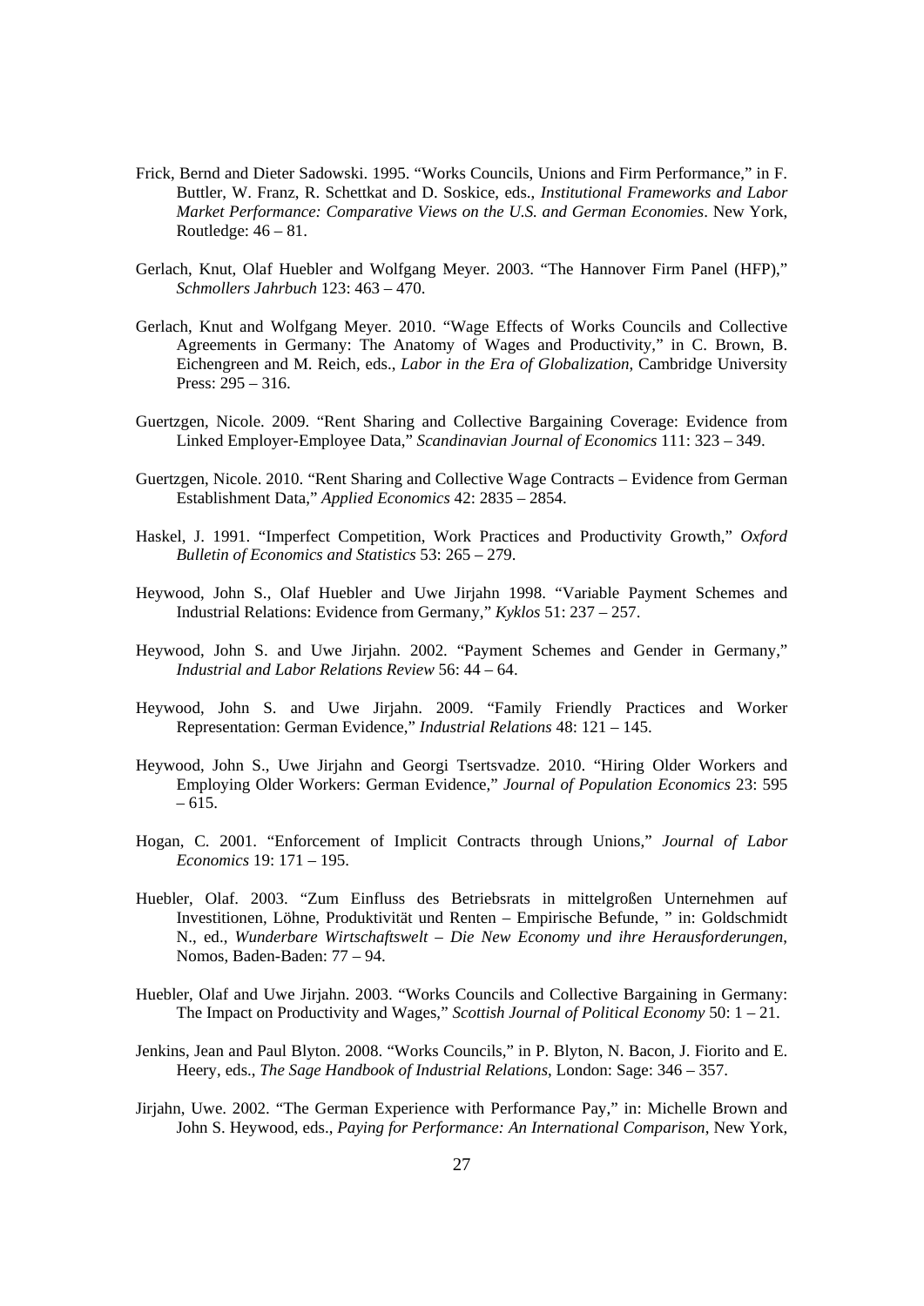Frick, Bernd and Dieter Sadowski. 1995. "Works Councils, Unions and Firm Performance," in F. Buttler, W. Franz, R. Schettkat and D. Soskice, eds., *Institutional Frameworks and Labor Market Performance: Comparative Views on the U.S. and German Economies*. New York, Routledge: 46 – 81.

Gerlach, Knut, Olaf Huebler and Wolfgang Meyer. 2003. "The Hannover Firm Panel (HFP)," *Schmollers Jahrbuch* 123: 463 – 470.

Gerlach, Knut and Wolfgang Meyer. 2010. "Wage Effects of Works Councils and Collective Agreements in Germany: The Anatomy of Wages and Productivity," in C. Brown, B. Eichengreen and M. Reich, eds., *Labor in the Era of Globalization*, Cambridge University Press: 295 – 316.

Guertzgen, Nicole. 2009. "Rent Sharing and Collective Bargaining Coverage: Evidence from Linked Employer-Employee Data," *Scandinavian Journal of Economics* 111: 323 – 349.

Guertzgen, Nicole. 2010. "Rent Sharing and Collective Wage Contracts – Evidence from German Establishment Data," *Applied Economics* 42: 2835 – 2854.

Haskel, J. 1991. "Imperfect Competition, Work Practices and Productivity Growth," *Oxford Bulletin of Economics and Statistics* 53: 265 – 279.

Heywood, John S., Olaf Huebler and Uwe Jirjahn 1998. "Variable Payment Schemes and Industrial Relations: Evidence from Germany," *Kyklos* 51: 237 – 257.

Heywood, John S. and Uwe Jirjahn. 2002. "Payment Schemes and Gender in Germany," *Industrial and Labor Relations Review* 56: 44 – 64.

Heywood, John S. and Uwe Jirjahn. 2009. "Family Friendly Practices and Worker Representation: German Evidence," *Industrial Relations* 48: 121 – 145.

Heywood, John S., Uwe Jirjahn and Georgi Tsertsvadze. 2010. "Hiring Older Workers and Employing Older Workers: German Evidence," *Journal of Population Economics* 23: 595 – 615.

Hogan, C. 2001. "Enforcement of Implicit Contracts through Unions," *Journal of Labor Economics* 19: 171 – 195.

Huebler, Olaf. 2003. "Zum Einfluss des Betriebsrats in mittelgroßen Unternehmen auf Investitionen, Löhne, Produktivität und Renten – Empirische Befunde, " in: Goldschmidt N., ed., *Wunderbare Wirtschaftswelt – Die New Economy und ihre Herausforderungen*, Nomos, Baden-Baden: 77 – 94.

Huebler, Olaf and Uwe Jirjahn. 2003. "Works Councils and Collective Bargaining in Germany: The Impact on Productivity and Wages," *Scottish Journal of Political Economy* 50: 1 – 21.

Jenkins, Jean and Paul Blyton. 2008. "Works Councils," in P. Blyton, N. Bacon, J. Fiorito and E. Heery, eds., *The Sage Handbook of Industrial Relations*, London: Sage: 346 – 357.

Jirjahn, Uwe. 2002. "The German Experience with Performance Pay," in: Michelle Brown and John S. Heywood, eds., *Paying for Performance: An International Comparison*, New York,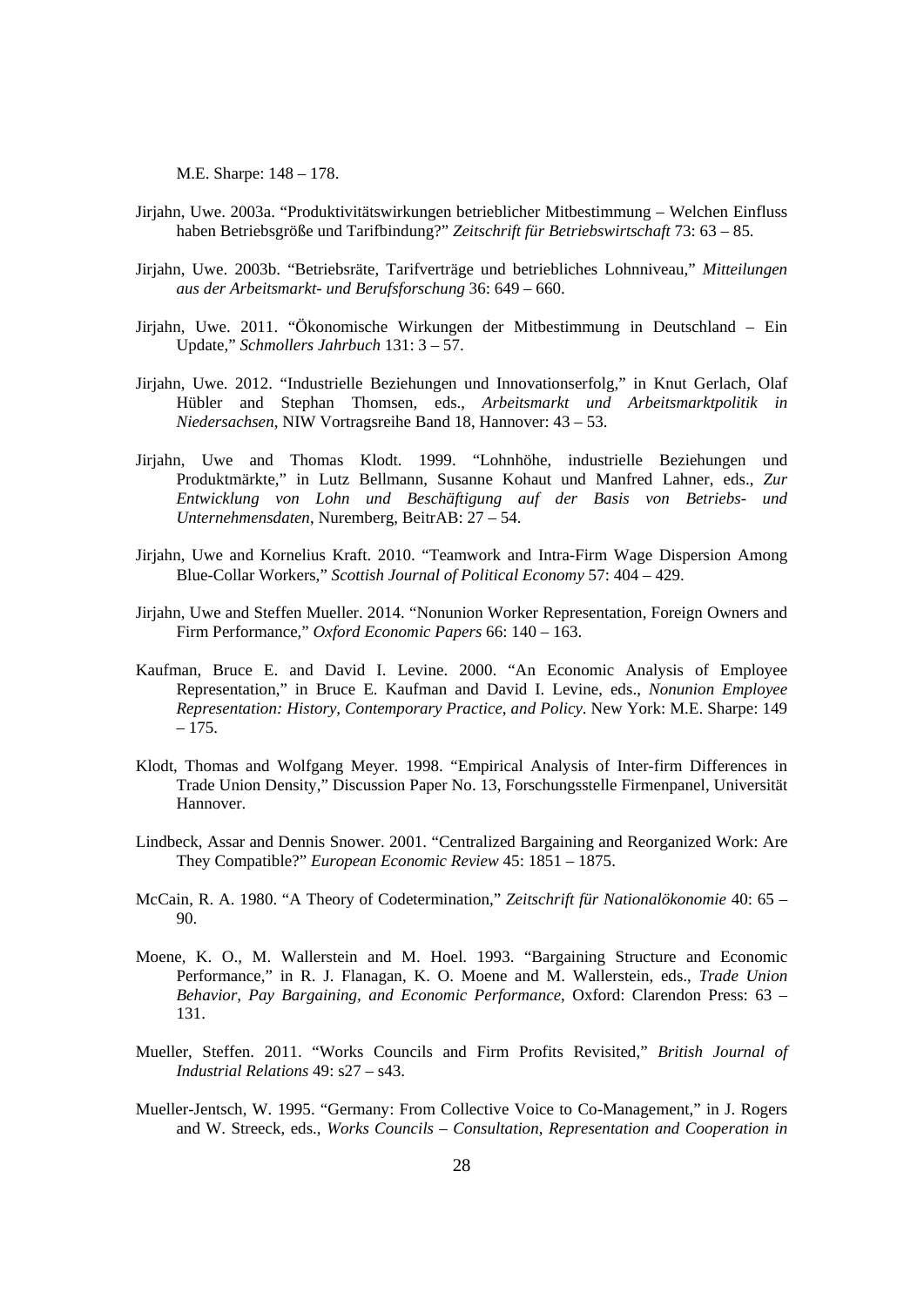M.E. Sharpe: 148 – 178.

Jirjahn, Uwe. 2003a. “Produktivitätswirkungen betrieblicher Mitbestimmung – Welchen Einfluss haben Betriebsgröße und Tarifbindung?” *Zeitschrift für Betriebswirtschaft* 73: 63 – 85.

Jirjahn, Uwe. 2003b. “Betriebsräte, Tarifverträge und betriebliches Lohnniveau,” *Mitteilungen aus der Arbeitsmarkt- und Berufsforschung* 36: 649 – 660.

Jirjahn, Uwe. 2011. “Ökonomische Wirkungen der Mitbestimmung in Deutschland – Ein Update,” *Schmollers Jahrbuch* 131: 3 – 57.

Jirjahn, Uwe. 2012. “Industrielle Beziehungen und Innovationserfolg,” in Knut Gerlach, Olaf Hübler and Stephan Thomsen, eds., *Arbeitsmarkt und Arbeitsmarktpolitik in Niedersachsen*, NIW Vortragsreihe Band 18, Hannover: 43 – 53.

Jirjahn, Uwe and Thomas Klodt. 1999. “Lohnhöhe, industrielle Beziehungen und Produktmärkte,” in Lutz Bellmann, Susanne Kohaut und Manfred Lahner, eds., *Zur Entwicklung von Lohn und Beschäftigung auf der Basis von Betriebs- und Unternehmensdaten*, Nuremberg, BeitrAB: 27 – 54.

Jirjahn, Uwe and Kornelius Kraft. 2010. “Teamwork and Intra-Firm Wage Dispersion Among Blue-Collar Workers,” *Scottish Journal of Political Economy* 57: 404 – 429.

Jirjahn, Uwe and Steffen Mueller. 2014. “Nonunion Worker Representation, Foreign Owners and Firm Performance,” *Oxford Economic Papers* 66: 140 – 163.

Kaufman, Bruce E. and David I. Levine. 2000. “An Economic Analysis of Employee Representation,” in Bruce E. Kaufman and David I. Levine, eds., *Nonunion Employee Representation: History, Contemporary Practice, and Policy*. New York: M.E. Sharpe: 149 – 175.

Klodt, Thomas and Wolfgang Meyer. 1998. “Empirical Analysis of Inter-firm Differences in Trade Union Density,” Discussion Paper No. 13, Forschungsstelle Firmenpanel, Universität Hannover.

Lindbeck, Assar and Dennis Snower. 2001. “Centralized Bargaining and Reorganized Work: Are They Compatible?” *European Economic Review* 45: 1851 – 1875.

McCain, R. A. 1980. “A Theory of Codetermination,” *Zeitschrift für Nationalökonomie* 40: 65 – 90.

Moene, K. O., M. Wallerstein and M. Hoel. 1993. “Bargaining Structure and Economic Performance,” in R. J. Flanagan, K. O. Moene and M. Wallerstein, eds., *Trade Union Behavior, Pay Bargaining, and Economic Performance*, Oxford: Clarendon Press: 63 – 131.

Mueller, Steffen. 2011. “Works Councils and Firm Profits Revisited,” *British Journal of Industrial Relations* 49: s27 – s43.

Mueller-Jentsch, W. 1995. “Germany: From Collective Voice to Co-Management,” in J. Rogers and W. Streeck, eds., *Works Councils – Consultation, Representation and Cooperation in*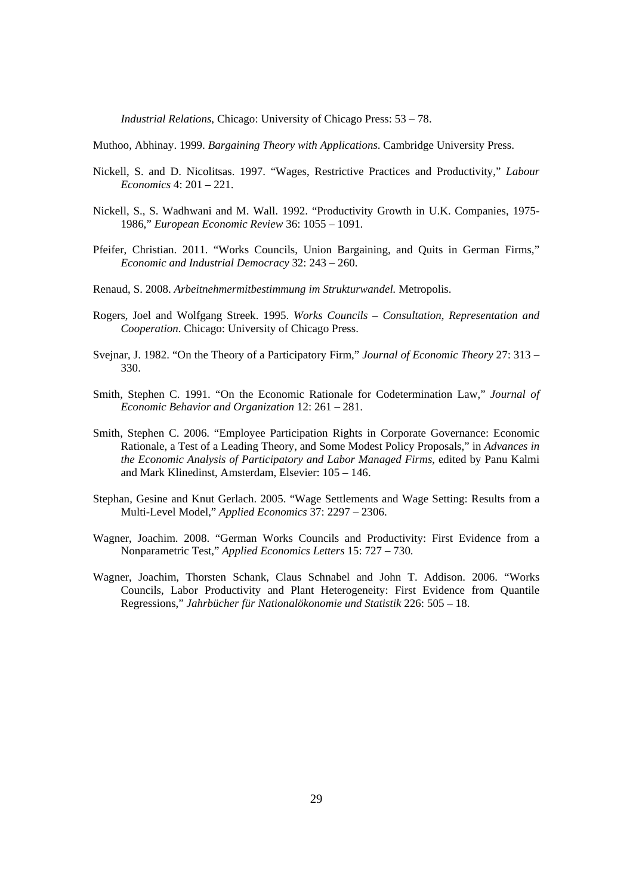*Industrial Relations*, Chicago: University of Chicago Press: 53 – 78.

Muthoo, Abhinay. 1999. *Bargaining Theory with Applications*. Cambridge University Press.

Nickell, S. and D. Nicolitsas. 1997. "Wages, Restrictive Practices and Productivity," *Labour Economics* 4: 201 – 221.

Nickell, S., S. Wadhwani and M. Wall. 1992. "Productivity Growth in U.K. Companies, 1975-1986," *European Economic Review* 36: 1055 – 1091.

Pfeifer, Christian. 2011. "Works Councils, Union Bargaining, and Quits in German Firms," *Economic and Industrial Democracy* 32: 243 – 260.

Renaud, S. 2008. *Arbeitnehmermitbestimmung im Strukturwandel.* Metropolis.

Rogers, Joel and Wolfgang Streek. 1995. *Works Councils – Consultation, Representation and Cooperation*. Chicago: University of Chicago Press.

Svejnar, J. 1982. "On the Theory of a Participatory Firm," *Journal of Economic Theory* 27: 313 – 330.

Smith, Stephen C. 1991. "On the Economic Rationale for Codetermination Law," *Journal of Economic Behavior and Organization* 12: 261 – 281.

Smith, Stephen C. 2006. "Employee Participation Rights in Corporate Governance: Economic Rationale, a Test of a Leading Theory, and Some Modest Policy Proposals," in *Advances in the Economic Analysis of Participatory and Labor Managed Firms*, edited by Panu Kalmi and Mark Klinedinst, Amsterdam, Elsevier: 105 – 146.

Stephan, Gesine and Knut Gerlach. 2005. "Wage Settlements and Wage Setting: Results from a Multi-Level Model," *Applied Economics* 37: 2297 – 2306.

Wagner, Joachim. 2008. "German Works Councils and Productivity: First Evidence from a Nonparametric Test," *Applied Economics Letters* 15: 727 – 730.

Wagner, Joachim, Thorsten Schank, Claus Schnabel and John T. Addison. 2006. "Works Councils, Labor Productivity and Plant Heterogeneity: First Evidence from Quantile Regressions," *Jahrbücher für Nationalökonomie und Statistik* 226: 505 – 18.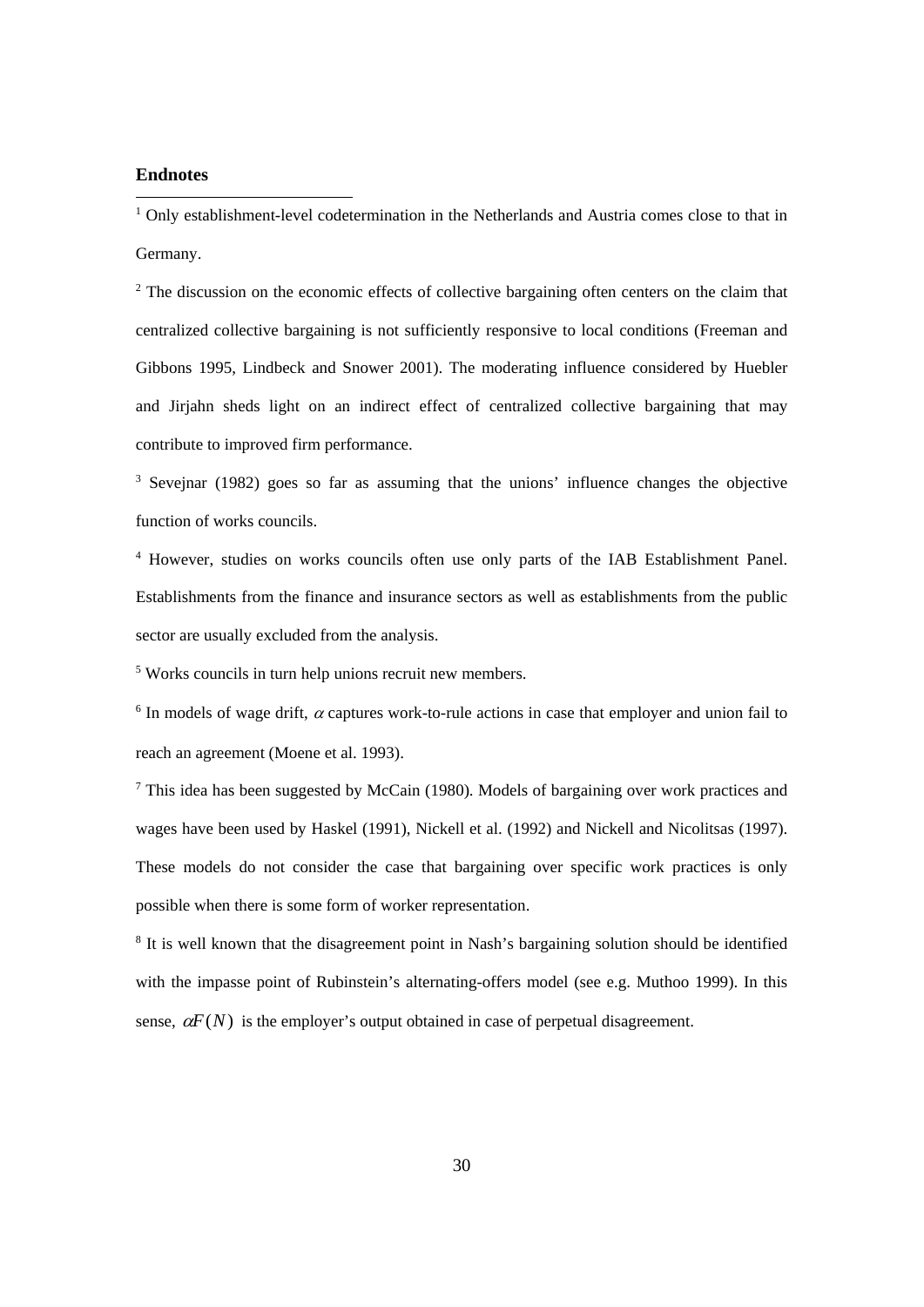**Endnotes**

[1] Only establishment-level codetermination in the Netherlands and Austria comes close to that in Germany.

[2] The discussion on the economic effects of collective bargaining often centers on the claim that centralized collective bargaining is not sufficiently responsive to local conditions (Freeman and Gibbons 1995, Lindbeck and Snower 2001). The moderating influence considered by Huebler and Jirjahn sheds light on an indirect effect of centralized collective bargaining that may contribute to improved firm performance.

[3] Sevejnar (1982) goes so far as assuming that the unions' influence changes the objective function of works councils.

[4] However, studies on works councils often use only parts of the IAB Establishment Panel. Establishments from the finance and insurance sectors as well as establishments from the public sector are usually excluded from the analysis.

[5] Works councils in turn help unions recruit new members.

[6] In models of wage drift, $\alpha$ captures work-to-rule actions in case that employer and union fail to reach an agreement (Moene et al. 1993).

[7] This idea has been suggested by McCain (1980). Models of bargaining over work practices and wages have been used by Haskel (1991), Nickell et al. (1992) and Nickell and Nicolitsas (1997). These models do not consider the case that bargaining over specific work practices is only possible when there is some form of worker representation.

[8] It is well known that the disagreement point in Nash's bargaining solution should be identified with the impasse point of Rubinstein's alternating-offers model (see e.g. Muthoo 1999). In this sense, $\alpha F(N)$ is the employer's output obtained in case of perpetual disagreement.